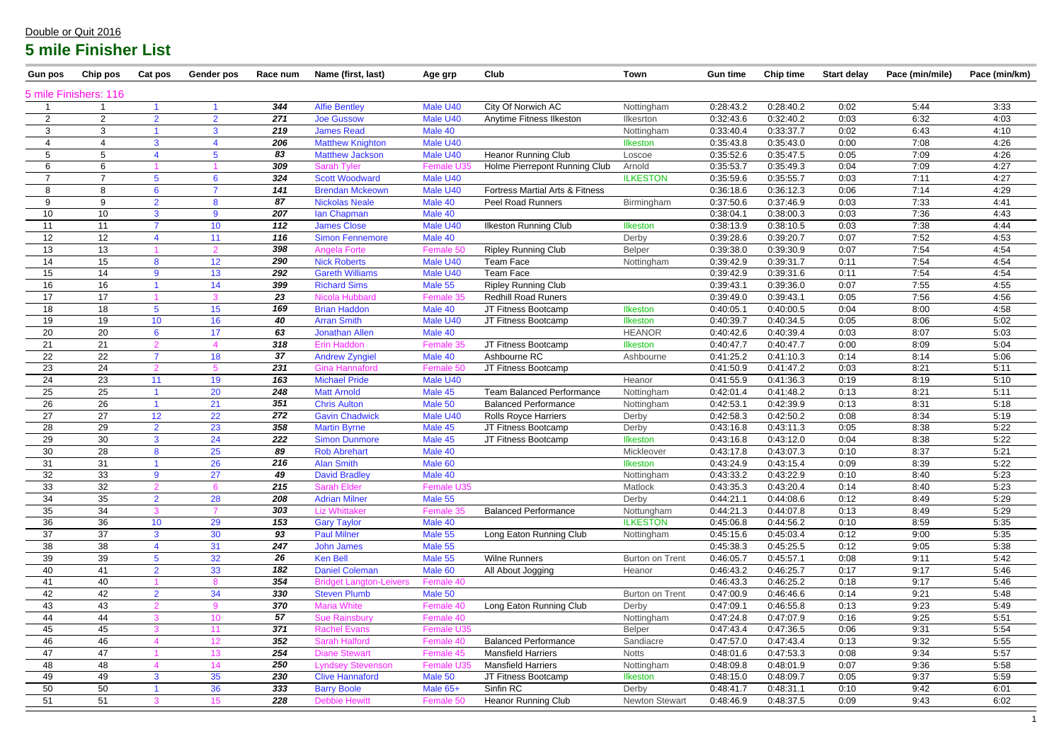Double or Quit 2016

# 5 mile Finisher List

| Gun pos | Chip pos | Cat pos | Gender pos | Race num | Name (first, last) | Age grp | Club | Town | Gun time | Chip time | Start delay | Pace (min/mile) | Pace (min/km) |
|---|---|---|---|---|---|---|---|---|---|---|---|---|---|
| 5 mile Finishers: 116 | | | | | | | | | | | | | |
| 1 | 1 | 1 | 1 | 344 | Alfie Bentley | Male U40 | City Of Norwich AC | Nottingham | 0:28:43.2 | 0:28:40.2 | 0:02 | 5:44 | 3:33 |
| 2 | 2 | 2 | 2 | 271 | Joe Gussow | Male U40 | Anytime Fitness Ilkeston | Ilkesrton | 0:32:43.6 | 0:32:40.2 | 0:03 | 6:32 | 4:03 |
| 3 | 3 | 1 | 3 | 219 | James Read | Male 40 | | Nottingham | 0:33:40.4 | 0:33:37.7 | 0:02 | 6:43 | 4:10 |
| 4 | 4 | 3 | 4 | 206 | Matthew Knighton | Male U40 | | Ilkeston | 0:35:43.8 | 0:35:43.0 | 0:00 | 7:08 | 4:26 |
| 5 | 5 | 4 | 5 | 83 | Matthew Jackson | Male U40 | Heanor Running Club | Loscoe | 0:35:52.6 | 0:35:47.5 | 0:05 | 7:09 | 4:26 |
| 6 | 6 | 1 | 1 | 309 | Sarah Tyler | Female U35 | Holme Pierrepont Running Club | Arnold | 0:35:53.7 | 0:35:49.3 | 0:04 | 7:09 | 4:27 |
| 7 | 7 | 5 | 6 | 324 | Scott Woodward | Male U40 | | ILKESTON | 0:35:59.6 | 0:35:55.7 | 0:03 | 7:11 | 4:27 |
| 8 | 8 | 6 | 7 | 141 | Brendan Mckeown | Male U40 | Fortress Martial Arts & Fitness | | 0:36:18.6 | 0:36:12.3 | 0:06 | 7:14 | 4:29 |
| 9 | 9 | 2 | 8 | 87 | Nickolas Neale | Male 40 | Peel Road Runners | Birmingham | 0:37:50.6 | 0:37:46.9 | 0:03 | 7:33 | 4:41 |
| 10 | 10 | 3 | 9 | 207 | Ian Chapman | Male 40 | | | 0:38:04.1 | 0:38:00.3 | 0:03 | 7:36 | 4:43 |
| 11 | 11 | 7 | 10 | 112 | James Close | Male U40 | Ilkeston Running Club | Ilkeston | 0:38:13.9 | 0:38:10.5 | 0:03 | 7:38 | 4:44 |
| 12 | 12 | 4 | 11 | 116 | Simon Fennemore | Male 40 | | Derby | 0:39:28.6 | 0:39:20.7 | 0:07 | 7:52 | 4:53 |
| 13 | 13 | 1 | 2 | 398 | Angela Forte | Female 50 | Ripley Running Club | Belper | 0:39:38.0 | 0:39:30.9 | 0:07 | 7:54 | 4:54 |
| 14 | 15 | 8 | 12 | 290 | Nick Roberts | Male U40 | Team Face | Nottingham | 0:39:42.9 | 0:39:31.7 | 0:11 | 7:54 | 4:54 |
| 15 | 14 | 9 | 13 | 292 | Gareth Williams | Male U40 | Team Face | | 0:39:42.9 | 0:39:31.6 | 0:11 | 7:54 | 4:54 |
| 16 | 16 | 1 | 14 | 399 | Richard Sims | Male 55 | Ripley Running Club | | 0:39:43.1 | 0:39:36.0 | 0:07 | 7:55 | 4:55 |
| 17 | 17 | 1 | 3 | 23 | Nicola Hubbard | Female 35 | Redhill Road Runers | | 0:39:49.0 | 0:39:43.1 | 0:05 | 7:56 | 4:56 |
| 18 | 18 | 5 | 15 | 169 | Brian Haddon | Male 40 | JT Fitness Bootcamp | Ilkeston | 0:40:05.1 | 0:40:00.5 | 0:04 | 8:00 | 4:58 |
| 19 | 19 | 10 | 16 | 40 | Arran Smith | Male U40 | JT Fitness Bootcamp | Ilkeston | 0:40:39.7 | 0:40:34.5 | 0:05 | 8:06 | 5:02 |
| 20 | 20 | 6 | 17 | 63 | Jonathan Allen | Male 40 | | HEANOR | 0:40:42.6 | 0:40:39.4 | 0:03 | 8:07 | 5:03 |
| 21 | 21 | 2 | 4 | 318 | Erin Haddon | Female 35 | JT Fitness Bootcamp | Ilkeston | 0:40:47.7 | 0:40:47.7 | 0:00 | 8:09 | 5:04 |
| 22 | 22 | 7 | 18 | 37 | Andrew Zyngiel | Male 40 | Ashbourne RC | Ashbourne | 0:41:25.2 | 0:41:10.3 | 0:14 | 8:14 | 5:06 |
| 23 | 24 | 2 | 5 | 231 | Gina Hannaford | Female 50 | JT Fitness Bootcamp | | 0:41:50.9 | 0:41:47.2 | 0:03 | 8:21 | 5:11 |
| 24 | 23 | 11 | 19 | 163 | Michael Pride | Male U40 | | Heanor | 0:41:55.9 | 0:41:36.3 | 0:19 | 8:19 | 5:10 |
| 25 | 25 | 1 | 20 | 248 | Matt Arnold | Male 45 | Team Balanced Performance | Nottingham | 0:42:01.4 | 0:41:48.2 | 0:13 | 8:21 | 5:11 |
| 26 | 26 | 1 | 21 | 351 | Chris Aulton | Male 50 | Balanced Performance | Nottingham | 0:42:53.1 | 0:42:39.9 | 0:13 | 8:31 | 5:18 |
| 27 | 27 | 12 | 22 | 272 | Gavin Chadwick | Male U40 | Rolls Royce Harriers | Derby | 0:42:58.3 | 0:42:50.2 | 0:08 | 8:34 | 5:19 |
| 28 | 29 | 2 | 23 | 358 | Martin Byrne | Male 45 | JT Fitness Bootcamp | Derby | 0:43:16.8 | 0:43:11.3 | 0:05 | 8:38 | 5:22 |
| 29 | 30 | 3 | 24 | 222 | Simon Dunmore | Male 45 | JT Fitness Bootcamp | Ilkeston | 0:43:16.8 | 0:43:12.0 | 0:04 | 8:38 | 5:22 |
| 30 | 28 | 8 | 25 | 89 | Rob Abrehart | Male 40 | | Mickleover | 0:43:17.8 | 0:43:07.3 | 0:10 | 8:37 | 5:21 |
| 31 | 31 | 1 | 26 | 216 | Alan Smith | Male 60 | | Ilkeston | 0:43:24.9 | 0:43:15.4 | 0:09 | 8:39 | 5:22 |
| 32 | 33 | 9 | 27 | 49 | David Bradley | Male 40 | | Nottingham | 0:43:33.2 | 0:43:22.9 | 0:10 | 8:40 | 5:23 |
| 33 | 32 | 2 | 6 | 215 | Sarah Elder | Female U35 | | Matlock | 0:43:35.3 | 0:43:20.4 | 0:14 | 8:40 | 5:23 |
| 34 | 35 | 2 | 28 | 208 | Adrian Milner | Male 55 | | Derby | 0:44:21.1 | 0:44:08.6 | 0:12 | 8:49 | 5:29 |
| 35 | 34 | 3 | 7 | 303 | Liz Whittaker | Female 35 | Balanced Performance | Nottungham | 0:44:21.3 | 0:44:07.8 | 0:13 | 8:49 | 5:29 |
| 36 | 36 | 10 | 29 | 153 | Gary Taylor | Male 40 | | ILKESTON | 0:45:06.8 | 0:44:56.2 | 0:10 | 8:59 | 5:35 |
| 37 | 37 | 3 | 30 | 93 | Paul Milner | Male 55 | Long Eaton Running Club | Nottingham | 0:45:15.6 | 0:45:03.4 | 0:12 | 9:00 | 5:35 |
| 38 | 38 | 4 | 31 | 247 | John James | Male 55 | | | 0:45:38.3 | 0:45:25.5 | 0:12 | 9:05 | 5:38 |
| 39 | 39 | 5 | 32 | 26 | Ken Bell | Male 55 | Wilne Runners | Burton on Trent | 0:46:05.7 | 0:45:57.1 | 0:08 | 9:11 | 5:42 |
| 40 | 41 | 2 | 33 | 182 | Daniel Coleman | Male 60 | All About Jogging | Heanor | 0:46:43.2 | 0:46:25.7 | 0:17 | 9:17 | 5:46 |
| 41 | 40 | 1 | 8 | 354 | Bridget Langton-Leivers | Female 40 | | | 0:46:43.3 | 0:46:25.2 | 0:18 | 9:17 | 5:46 |
| 42 | 42 | 2 | 34 | 330 | Steven Plumb | Male 50 | | Burton on Trent | 0:47:00.9 | 0:46:46.6 | 0:14 | 9:21 | 5:48 |
| 43 | 43 | 2 | 9 | 370 | Maria White | Female 40 | Long Eaton Running Club | Derby | 0:47:09.1 | 0:46:55.8 | 0:13 | 9:23 | 5:49 |
| 44 | 44 | 3 | 10 | 57 | Sue Rainsbury | Female 40 | | Nottingham | 0:47:24.8 | 0:47:07.9 | 0:16 | 9:25 | 5:51 |
| 45 | 45 | 3 | 11 | 371 | Rachel Evans | Female U35 | | Belper | 0:47:43.4 | 0:47:36.5 | 0:06 | 9:31 | 5:54 |
| 46 | 46 | 4 | 12 | 352 | Sarah Halford | Female 40 | Balanced Performance | Sandiacre | 0:47:57.0 | 0:47:43.4 | 0:13 | 9:32 | 5:55 |
| 47 | 47 | 1 | 13 | 254 | Diane Stewart | Female 45 | Mansfield Harriers | Notts | 0:48:01.6 | 0:47:53.3 | 0:08 | 9:34 | 5:57 |
| 48 | 48 | 4 | 14 | 250 | Lyndsey Stevenson | Female U35 | Mansfield Harriers | Nottingham | 0:48:09.8 | 0:48:01.9 | 0:07 | 9:36 | 5:58 |
| 49 | 49 | 3 | 35 | 230 | Clive Hannaford | Male 50 | JT Fitness Bootcamp | Ilkeston | 0:48:15.0 | 0:48:09.7 | 0:05 | 9:37 | 5:59 |
| 50 | 50 | 1 | 36 | 333 | Barry Boole | Male 65+ | Sinfin RC | Derby | 0:48:41.7 | 0:48:31.1 | 0:10 | 9:42 | 6:01 |
| 51 | 51 | 3 | 15 | 228 | Debbie Hewitt | Female 50 | Heanor Running Club | Newton Stewart | 0:48:46.9 | 0:48:37.5 | 0:09 | 9:43 | 6:02 |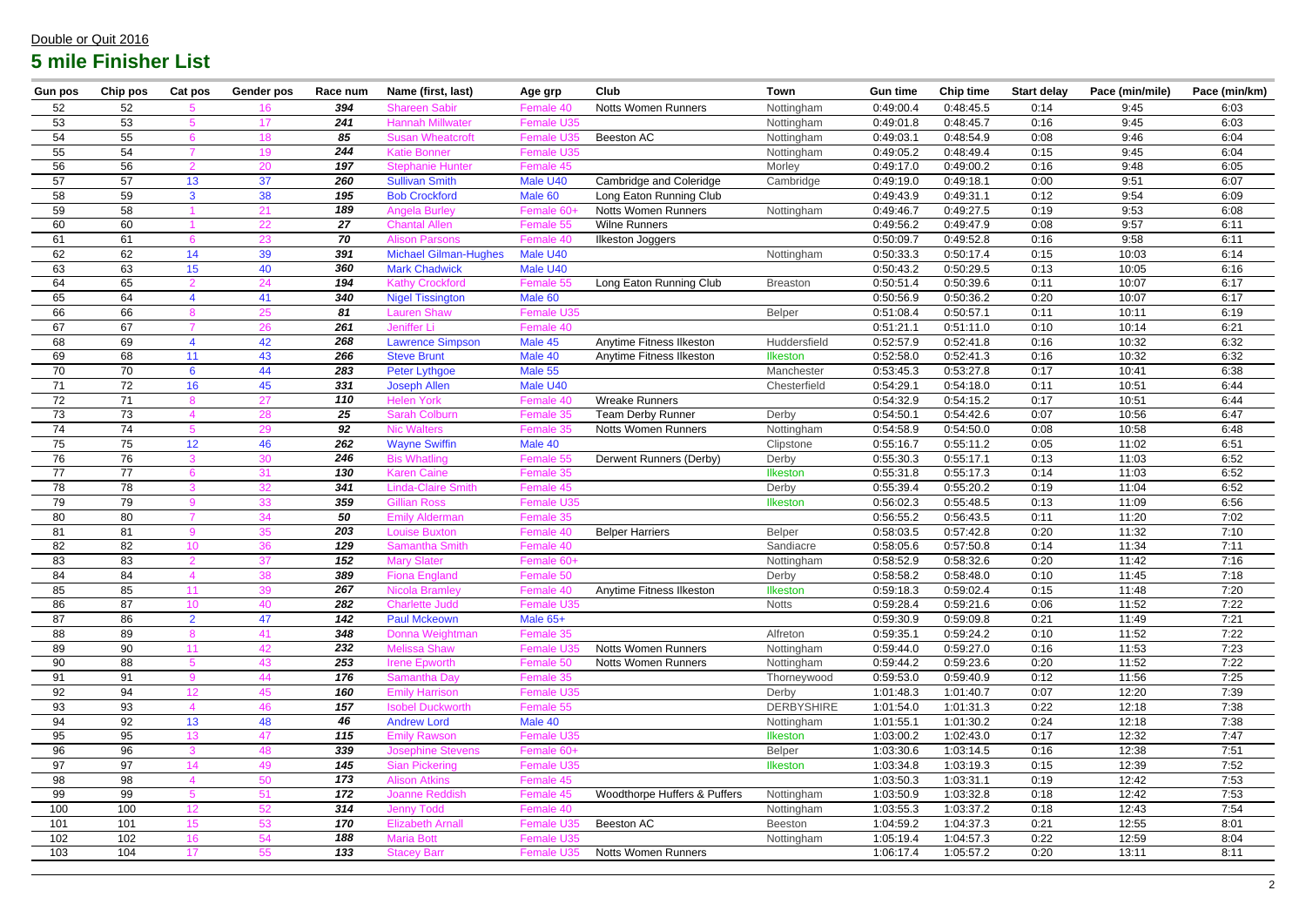Double or Quit 2016

# 5 mile Finisher List

| Gun pos | Chip pos | Cat pos | Gender pos | Race num | Name (first, last) | Age grp | Club | Town | Gun time | Chip time | Start delay | Pace (min/mile) | Pace (min/km) |
|---|---|---|---|---|---|---|---|---|---|---|---|---|---|
| 52 | 52 | 5 | 16 | 394 | Shareen Sabir | Female 40 | Notts Women Runners | Nottingham | 0:49:00.4 | 0:48:45.5 | 0:14 | 9:45 | 6:03 |
| 53 | 53 | 5 | 17 | 241 | Hannah Millwater | Female U35 | | Nottingham | 0:49:01.8 | 0:48:45.7 | 0:16 | 9:45 | 6:03 |
| 54 | 55 | 6 | 18 | 85 | Susan Wheatcroft | Female U35 | Beeston AC | Nottingham | 0:49:03.1 | 0:48:54.9 | 0:08 | 9:46 | 6:04 |
| 55 | 54 | 7 | 19 | 244 | Katie Bonner | Female U35 | | Nottingham | 0:49:05.2 | 0:48:49.4 | 0:15 | 9:45 | 6:04 |
| 56 | 56 | 2 | 20 | 197 | Stephanie Hunter | Female 45 | | Morley | 0:49:17.0 | 0:49:00.2 | 0:16 | 9:48 | 6:05 |
| 57 | 57 | 13 | 37 | 260 | Sullivan Smith | Male U40 | Cambridge and Coleridge | Cambridge | 0:49:19.0 | 0:49:18.1 | 0:00 | 9:51 | 6:07 |
| 58 | 59 | 3 | 38 | 195 | Bob Crockford | Male 60 | Long Eaton Running Club | | 0:49:43.9 | 0:49:31.1 | 0:12 | 9:54 | 6:09 |
| 59 | 58 | 1 | 21 | 189 | Angela Burley | Female 60+ | Notts Women Runners | Nottingham | 0:49:46.7 | 0:49:27.5 | 0:19 | 9:53 | 6:08 |
| 60 | 60 | 1 | 22 | 27 | Chantal Allen | Female 55 | Wilne Runners | | 0:49:56.2 | 0:49:47.9 | 0:08 | 9:57 | 6:11 |
| 61 | 61 | 6 | 23 | 70 | Alison Parsons | Female 40 | Ilkeston Joggers | | 0:50:09.7 | 0:49:52.8 | 0:16 | 9:58 | 6:11 |
| 62 | 62 | 14 | 39 | 391 | Michael Gilman-Hughes | Male U40 | | Nottingham | 0:50:33.3 | 0:50:17.4 | 0:15 | 10:03 | 6:14 |
| 63 | 63 | 15 | 40 | 360 | Mark Chadwick | Male U40 | | | 0:50:43.2 | 0:50:29.5 | 0:13 | 10:05 | 6:16 |
| 64 | 65 | 2 | 24 | 194 | Kathy Crockford | Female 55 | Long Eaton Running Club | Breaston | 0:50:51.4 | 0:50:39.6 | 0:11 | 10:07 | 6:17 |
| 65 | 64 | 4 | 41 | 340 | Nigel Tissington | Male 60 | | | 0:50:56.9 | 0:50:36.2 | 0:20 | 10:07 | 6:17 |
| 66 | 66 | 8 | 25 | 81 | Lauren Shaw | Female U35 | | Belper | 0:51:08.4 | 0:50:57.1 | 0:11 | 10:11 | 6:19 |
| 67 | 67 | 7 | 26 | 261 | Jeniffer Li | Female 40 | | | 0:51:21.1 | 0:51:11.0 | 0:10 | 10:14 | 6:21 |
| 68 | 69 | 4 | 42 | 268 | Lawrence Simpson | Male 45 | Anytime Fitness Ilkeston | Huddersfield | 0:52:57.9 | 0:52:41.8 | 0:16 | 10:32 | 6:32 |
| 69 | 68 | 11 | 43 | 266 | Steve Brunt | Male 40 | Anytime Fitness Ilkeston | Ilkeston | 0:52:58.0 | 0:52:41.3 | 0:16 | 10:32 | 6:32 |
| 70 | 70 | 6 | 44 | 283 | Peter Lythgoe | Male 55 | | Manchester | 0:53:45.3 | 0:53:27.8 | 0:17 | 10:41 | 6:38 |
| 71 | 72 | 16 | 45 | 331 | Joseph Allen | Male U40 | | Chesterfield | 0:54:29.1 | 0:54:18.0 | 0:11 | 10:51 | 6:44 |
| 72 | 71 | 8 | 27 | 110 | Helen York | Female 40 | Wreake Runners | | 0:54:32.9 | 0:54:15.2 | 0:17 | 10:51 | 6:44 |
| 73 | 73 | 4 | 28 | 25 | Sarah Colburn | Female 35 | Team Derby Runner | Derby | 0:54:50.1 | 0:54:42.6 | 0:07 | 10:56 | 6:47 |
| 74 | 74 | 5 | 29 | 92 | Nic Walters | Female 35 | Notts Women Runners | Nottingham | 0:54:58.9 | 0:54:50.0 | 0:08 | 10:58 | 6:48 |
| 75 | 75 | 12 | 46 | 262 | Wayne Swiffin | Male 40 | | Clipstone | 0:55:16.7 | 0:55:11.2 | 0:05 | 11:02 | 6:51 |
| 76 | 76 | 3 | 30 | 246 | Bis Whatling | Female 55 | Derwent Runners (Derby) | Derby | 0:55:30.3 | 0:55:17.1 | 0:13 | 11:03 | 6:52 |
| 77 | 77 | 6 | 31 | 130 | Karen Caine | Female 35 | | Ilkeston | 0:55:31.8 | 0:55:17.3 | 0:14 | 11:03 | 6:52 |
| 78 | 78 | 3 | 32 | 341 | Linda-Claire Smith | Female 45 | | Derby | 0:55:39.4 | 0:55:20.2 | 0:19 | 11:04 | 6:52 |
| 79 | 79 | 9 | 33 | 359 | Gillian Ross | Female U35 | | Ilkeston | 0:56:02.3 | 0:55:48.5 | 0:13 | 11:09 | 6:56 |
| 80 | 80 | 7 | 34 | 50 | Emily Alderman | Female 35 | | | 0:56:55.2 | 0:56:43.5 | 0:11 | 11:20 | 7:02 |
| 81 | 81 | 9 | 35 | 203 | Louise Buxton | Female 40 | Belper Harriers | Belper | 0:58:03.5 | 0:57:42.8 | 0:20 | 11:32 | 7:10 |
| 82 | 82 | 10 | 36 | 129 | Samantha Smith | Female 40 | | Sandiacre | 0:58:05.6 | 0:57:50.8 | 0:14 | 11:34 | 7:11 |
| 83 | 83 | 2 | 37 | 152 | Mary Slater | Female 60+ | | Nottingham | 0:58:52.9 | 0:58:32.6 | 0:20 | 11:42 | 7:16 |
| 84 | 84 | 4 | 38 | 389 | Fiona England | Female 50 | | Derby | 0:58:58.2 | 0:58:48.0 | 0:10 | 11:45 | 7:18 |
| 85 | 85 | 11 | 39 | 267 | Nicola Bramley | Female 40 | Anytime Fitness Ilkeston | Ilkeston | 0:59:18.3 | 0:59:02.4 | 0:15 | 11:48 | 7:20 |
| 86 | 87 | 10 | 40 | 282 | Charlette Judd | Female U35 | | Notts | 0:59:28.4 | 0:59:21.6 | 0:06 | 11:52 | 7:22 |
| 87 | 86 | 2 | 47 | 142 | Paul Mckeown | Male 65+ | | | 0:59:30.9 | 0:59:09.8 | 0:21 | 11:49 | 7:21 |
| 88 | 89 | 8 | 41 | 348 | Donna Weightman | Female 35 | | Alfreton | 0:59:35.1 | 0:59:24.2 | 0:10 | 11:52 | 7:22 |
| 89 | 90 | 11 | 42 | 232 | Melissa Shaw | Female U35 | Notts Women Runners | Nottingham | 0:59:44.0 | 0:59:27.0 | 0:16 | 11:53 | 7:23 |
| 90 | 88 | 5 | 43 | 253 | Irene Epworth | Female 50 | Notts Women Runners | Nottingham | 0:59:44.2 | 0:59:23.6 | 0:20 | 11:52 | 7:22 |
| 91 | 91 | 9 | 44 | 176 | Samantha Day | Female 35 | | Thorneywood | 0:59:53.0 | 0:59:40.9 | 0:12 | 11:56 | 7:25 |
| 92 | 94 | 12 | 45 | 160 | Emily Harrison | Female U35 | | Derby | 1:01:48.3 | 1:01:40.7 | 0:07 | 12:20 | 7:39 |
| 93 | 93 | 4 | 46 | 157 | Isobel Duckworth | Female 55 | | DERBYSHIRE | 1:01:54.0 | 1:01:31.3 | 0:22 | 12:18 | 7:38 |
| 94 | 92 | 13 | 48 | 46 | Andrew Lord | Male 40 | | Nottingham | 1:01:55.1 | 1:01:30.2 | 0:24 | 12:18 | 7:38 |
| 95 | 95 | 13 | 47 | 115 | Emily Rawson | Female U35 | | Ilkeston | 1:03:00.2 | 1:02:43.0 | 0:17 | 12:32 | 7:47 |
| 96 | 96 | 3 | 48 | 339 | Josephine Stevens | Female 60+ | | Belper | 1:03:30.6 | 1:03:14.5 | 0:16 | 12:38 | 7:51 |
| 97 | 97 | 14 | 49 | 145 | Sian Pickering | Female U35 | | Ilkeston | 1:03:34.8 | 1:03:19.3 | 0:15 | 12:39 | 7:52 |
| 98 | 98 | 4 | 50 | 173 | Alison Atkins | Female 45 | | | 1:03:50.3 | 1:03:31.1 | 0:19 | 12:42 | 7:53 |
| 99 | 99 | 5 | 51 | 172 | Joanne Reddish | Female 45 | Woodthorpe Huffers & Puffers | Nottingham | 1:03:50.9 | 1:03:32.8 | 0:18 | 12:42 | 7:53 |
| 100 | 100 | 12 | 52 | 314 | Jenny Todd | Female 40 | | Nottingham | 1:03:55.3 | 1:03:37.2 | 0:18 | 12:43 | 7:54 |
| 101 | 101 | 15 | 53 | 170 | Elizabeth Arnall | Female U35 | Beeston AC | Beeston | 1:04:59.2 | 1:04:37.3 | 0:21 | 12:55 | 8:01 |
| 102 | 102 | 16 | 54 | 188 | Maria Bott | Female U35 | | Nottingham | 1:05:19.4 | 1:04:57.3 | 0:22 | 12:59 | 8:04 |
| 103 | 104 | 17 | 55 | 133 | Stacey Barr | Female U35 | Notts Women Runners | | 1:06:17.4 | 1:05:57.2 | 0:20 | 13:11 | 8:11 |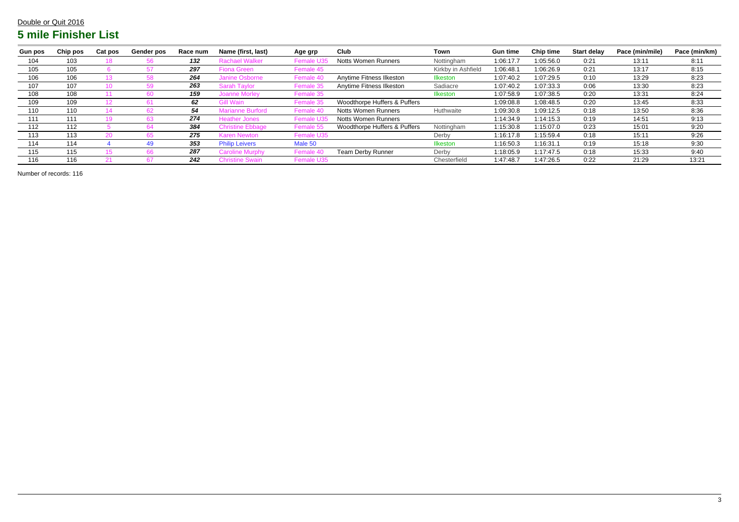Double or Quit 2016

# 5 mile Finisher List

| Gun pos | Chip pos | Cat pos | Gender pos | Race num | Name (first, last) | Age grp | Club | Town | Gun time | Chip time | Start delay | Pace (min/mile) | Pace (min/km) |
|---|---|---|---|---|---|---|---|---|---|---|---|---|---|
| 104 | 103 | 18 | 56 | ***132*** | Rachael Walker | Female U35 | Notts Women Runners | Nottingham | 1:06:17.7 | 1:05:56.0 | 0:21 | 13:11 | 8:11 |
| 105 | 105 | 6 | 57 | ***297*** | Fiona Green | Female 45 | | Kirkby in Ashfield | 1:06:48.1 | 1:06:26.9 | 0:21 | 13:17 | 8:15 |
| 106 | 106 | 13 | 58 | ***264*** | Janine Osborne | Female 40 | Anytime Fitness Ilkeston | Ilkeston | 1:07:40.2 | 1:07:29.5 | 0:10 | 13:29 | 8:23 |
| 107 | 107 | 10 | 59 | ***263*** | Sarah Taylor | Female 35 | Anytime Fitness Ilkeston | Sadiacre | 1:07:40.2 | 1:07:33.3 | 0:06 | 13:30 | 8:23 |
| 108 | 108 | 11 | 60 | ***159*** | Joanne Morley | Female 35 | | Ilkeston | 1:07:58.9 | 1:07:38.5 | 0:20 | 13:31 | 8:24 |
| 109 | 109 | 12 | 61 | ***62*** | Gill Wain | Female 35 | Woodthorpe Huffers & Puffers | | 1:09:08.8 | 1:08:48.5 | 0:20 | 13:45 | 8:33 |
| 110 | 110 | 14 | 62 | ***54*** | Marianne Burford | Female 40 | Notts Women Runners | Huthwaite | 1:09:30.8 | 1:09:12.5 | 0:18 | 13:50 | 8:36 |
| 111 | 111 | 19 | 63 | ***274*** | Heather Jones | Female U35 | Notts Women Runners | | 1:14:34.9 | 1:14:15.3 | 0:19 | 14:51 | 9:13 |
| 112 | 112 | 5 | 64 | ***384*** | Christine Ebbage | Female 55 | Woodthorpe Huffers & Puffers | Nottingham | 1:15:30.8 | 1:15:07.0 | 0:23 | 15:01 | 9:20 |
| 113 | 113 | 20 | 65 | ***275*** | Karen Newton | Female U35 | | Derby | 1:16:17.8 | 1:15:59.4 | 0:18 | 15:11 | 9:26 |
| 114 | 114 | 4 | 49 | ***353*** | Philip Leivers | Male 50 | | Ilkeston | 1:16:50.3 | 1:16:31.1 | 0:19 | 15:18 | 9:30 |
| 115 | 115 | 15 | 66 | ***287*** | Caroline Murphy | Female 40 | Team Derby Runner | Derby | 1:18:05.9 | 1:17:47.5 | 0:18 | 15:33 | 9:40 |
| 116 | 116 | 21 | 67 | ***242*** | Christine Swain | Female U35 | | Chesterfield | 1:47:48.7 | 1:47:26.5 | 0:22 | 21:29 | 13:21 |

Number of records: 116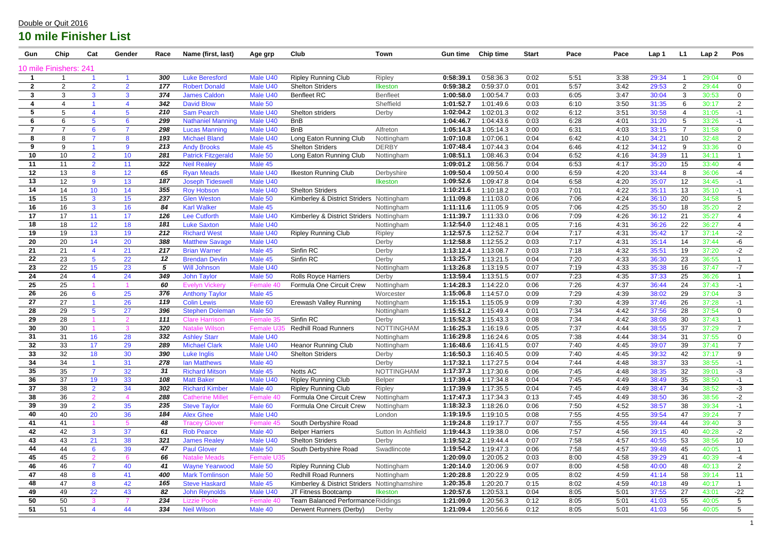Double or Quit 2016

# 10 mile Finisher List

| Gun | Chip | Cat | Gender | Race | Name (first, last) | Age grp | Club | Town | Gun time | Chip time | Start | Pace | Pace | Lap 1 | L1 | Lap 2 | Pos |
|---|---|---|---|---|---|---|---|---|---|---|---|---|---|---|---|---|---|
| 10 mile Finishers: 241 | | | | | | | | | | | | | | | | | |
| 1 | 1 | 1 | 1 | 300 | Luke Beresford | Male U40 | Ripley Running Club | Ripley | 0:58:39.1 | 0:58:36.3 | 0:02 | 5:51 | 3:38 | 29:34 | 1 | 29:04 | 0 |
| 2 | 2 | 2 | 2 | 177 | Robert Donald | Male U40 | Shelton Striders | Ilkeston | 0:59:38.2 | 0:59:37.0 | 0:01 | 5:57 | 3:42 | 29:53 | 2 | 29:44 | 0 |
| 3 | 3 | 3 | 3 | 374 | James Caldon | Male U40 | Benfleet RC | Benfleet | 1:00:58.0 | 1:00:54.7 | 0:03 | 6:05 | 3:47 | 30:04 | 3 | 30:53 | 0 |
| 4 | 4 | 1 | 4 | 342 | David Blow | Male 50 | | Sheffield | 1:01:52.7 | 1:01:49.6 | 0:03 | 6:10 | 3:50 | 31:35 | 6 | 30:17 | 2 |
| 5 | 5 | 4 | 5 | 210 | Sam Pearch | Male U40 | Shelton striders | Derby | 1:02:04.2 | 1:02:01.3 | 0:02 | 6:12 | 3:51 | 30:58 | 4 | 31:05 | -1 |
| 6 | 6 | 5 | 6 | 299 | Nathaniel Manning | Male U40 | BnB | | 1:04:46.7 | 1:04:43.6 | 0:03 | 6:28 | 4:01 | 31:20 | 5 | 33:26 | -1 |
| 7 | 7 | 6 | 7 | 298 | Lucas Manning | Male U40 | BnB | Alfreton | 1:05:14.3 | 1:05:14.3 | 0:00 | 6:31 | 4:03 | 33:15 | 7 | 31:58 | 0 |
| 8 | 8 | 7 | 8 | 193 | Michael Bland | Male U40 | Long Eaton Running Club | Nottingham | 1:07:10.8 | 1:07:06.1 | 0:04 | 6:42 | 4:10 | 34:21 | 10 | 32:48 | 2 |
| 9 | 9 | 1 | 9 | 213 | Andy Brooks | Male 45 | Shelton Striders | DERBY | 1:07:48.4 | 1:07:44.3 | 0:04 | 6:46 | 4:12 | 34:12 | 9 | 33:36 | 0 |
| 10 | 10 | 2 | 10 | 281 | Patrick Fitzgerald | Male 50 | Long Eaton Running Club | Nottingham | 1:08:51.1 | 1:08:46.3 | 0:04 | 6:52 | 4:16 | 34:39 | 11 | 34:11 | 1 |
| 11 | 11 | 2 | 11 | 322 | Neil Realey | Male 45 | | | 1:09:01.2 | 1:08:56.7 | 0:04 | 6:53 | 4:17 | 35:20 | 15 | 33:40 | 4 |
| 12 | 13 | 8 | 12 | 65 | Ryan Meads | Male U40 | Ilkeston Running Club | Derbyshire | 1:09:50.4 | 1:09:50.4 | 0:00 | 6:59 | 4:20 | 33:44 | 8 | 36:06 | -4 |
| 13 | 12 | 9 | 13 | 187 | Joseph Tideswell | Male U40 | | Ilkeston | 1:09:52.6 | 1:09:47.8 | 0:04 | 6:58 | 4:20 | 35:07 | 12 | 34:45 | -1 |
| 14 | 14 | 10 | 14 | 355 | Roy Hobson | Male U40 | Shelton Striders | | 1:10:21.6 | 1:10:18.2 | 0:03 | 7:01 | 4:22 | 35:11 | 13 | 35:10 | -1 |
| 15 | 15 | 3 | 15 | 237 | Glen Weston | Male 50 | Kimberley & District Striders | Nottingham | 1:11:09.8 | 1:11:03.0 | 0:06 | 7:06 | 4:24 | 36:10 | 20 | 34:58 | 5 |
| 16 | 16 | 3 | 16 | 84 | Karl Walker | Male 45 | | Nottingham | 1:11:11.6 | 1:11:05.9 | 0:05 | 7:06 | 4:25 | 35:50 | 18 | 35:20 | 2 |
| 17 | 17 | 11 | 17 | 126 | Lee Cutforth | Male U40 | Kimberley & District Striders | Nottingham | 1:11:39.7 | 1:11:33.0 | 0:06 | 7:09 | 4:26 | 36:12 | 21 | 35:27 | 4 |
| 18 | 18 | 12 | 18 | 181 | Luke Saxton | Male U40 | | Nottingham | 1:12:54.0 | 1:12:48.1 | 0:05 | 7:16 | 4:31 | 36:26 | 22 | 36:27 | 4 |
| 19 | 19 | 13 | 19 | 212 | Richard West | Male U40 | Ripley Running Club | Ripley | 1:12:57.5 | 1:12:52.7 | 0:04 | 7:17 | 4:31 | 35:42 | 17 | 37:14 | -2 |
| 20 | 20 | 14 | 20 | 388 | Matthew Savage | Male U40 | | Derby | 1:12:58.8 | 1:12:55.2 | 0:03 | 7:17 | 4:31 | 35:14 | 14 | 37:44 | -6 |
| 21 | 21 | 4 | 21 | 217 | Brian Warner | Male 45 | Sinfin RC | Derby | 1:13:12.4 | 1:13:08.7 | 0:03 | 7:18 | 4:32 | 35:51 | 19 | 37:20 | -2 |
| 22 | 23 | 5 | 22 | 12 | Brendan Devlin | Male 45 | Sinfin RC | Derby | 1:13:25.7 | 1:13:21.5 | 0:04 | 7:20 | 4:33 | 36:30 | 23 | 36:55 | 1 |
| 23 | 22 | 15 | 23 | 5 | Will Johnson | Male U40 | | Nottingham | 1:13:26.8 | 1:13:19.5 | 0:07 | 7:19 | 4:33 | 35:38 | 16 | 37:47 | -7 |
| 24 | 24 | 4 | 24 | 349 | John Taylor | Male 50 | Rolls Royce Harriers | Derby | 1:13:59.4 | 1:13:51.5 | 0:07 | 7:23 | 4:35 | 37:33 | 25 | 36:26 | 1 |
| 25 | 25 | 1 | 1 | 60 | Evelyn Vickery | Female 40 | Formula One Circuit Crew | Nottingham | 1:14:28.3 | 1:14:22.0 | 0:06 | 7:26 | 4:37 | 36:44 | 24 | 37:43 | -1 |
| 26 | 26 | 6 | 25 | 376 | Anthony Taylor | Male 45 | | Worcester | 1:15:06.8 | 1:14:57.0 | 0:09 | 7:29 | 4:39 | 38:02 | 29 | 37:04 | 3 |
| 27 | 27 | 1 | 26 | 119 | Colin Lewis | Male 60 | Erewash Valley Running | Nottingham | 1:15:15.1 | 1:15:05.9 | 0:09 | 7:30 | 4:39 | 37:46 | 26 | 37:28 | -1 |
| 28 | 29 | 5 | 27 | 396 | Stephen Doleman | Male 50 | | Nottingham | 1:15:51.2 | 1:15:49.4 | 0:01 | 7:34 | 4:42 | 37:56 | 28 | 37:54 | 0 |
| 29 | 28 | 1 | 2 | 111 | Clare Harrison | Female 35 | Sinfin RC | Derby | 1:15:52.3 | 1:15:43.3 | 0:08 | 7:34 | 4:42 | 38:08 | 30 | 37:43 | 1 |
| 30 | 30 | 1 | 3 | 320 | Natalie Wilson | Female U35 | Redhill Road Runners | NOTTINGHAM | 1:16:25.3 | 1:16:19.6 | 0:05 | 7:37 | 4:44 | 38:55 | 37 | 37:29 | 7 |
| 31 | 31 | 16 | 28 | 332 | Ashley Starr | Male U40 | | Nottingham | 1:16:29.8 | 1:16:24.6 | 0:05 | 7:38 | 4:44 | 38:34 | 31 | 37:55 | 0 |
| 32 | 33 | 17 | 29 | 289 | Michael Clark | Male U40 | Heanor Running Club | Nottingham | 1:16:48.6 | 1:16:41.5 | 0:07 | 7:40 | 4:45 | 39:07 | 39 | 37:41 | 7 |
| 33 | 32 | 18 | 30 | 390 | Luke Inglis | Male U40 | Shelton Striders | Derby | 1:16:50.3 | 1:16:40.5 | 0:09 | 7:40 | 4:45 | 39:32 | 42 | 37:17 | 9 |
| 34 | 34 | 1 | 31 | 278 | Ian Matthews | Male 40 | | Derby | 1:17:32.1 | 1:17:27.5 | 0:04 | 7:44 | 4:48 | 38:37 | 33 | 38:55 | -1 |
| 35 | 35 | 7 | 32 | 31 | Richard Mitson | Male 45 | Notts AC | NOTTINGHAM | 1:17:37.3 | 1:17:30.6 | 0:06 | 7:45 | 4:48 | 38:35 | 32 | 39:01 | -3 |
| 36 | 37 | 19 | 33 | 108 | Matt Baker | Male U40 | Ripley Running Club | Belper | 1:17:39.4 | 1:17:34.8 | 0:04 | 7:45 | 4:49 | 38:49 | 35 | 38:50 | -1 |
| 37 | 38 | 2 | 34 | 302 | Richard Kimber | Male 40 | Ripley Running Club | Ripley | 1:17:39.9 | 1:17:35.5 | 0:04 | 7:45 | 4:49 | 38:47 | 34 | 38:52 | -3 |
| 38 | 36 | 2 | 4 | 288 | Catherine Millet | Female 40 | Formula One Circuit Crew | Nottingham | 1:17:47.3 | 1:17:34.3 | 0:13 | 7:45 | 4:49 | 38:50 | 36 | 38:56 | -2 |
| 39 | 39 | 2 | 35 | 235 | Steve Taylor | Male 60 | Formula One Circuit Crew | Nottingham | 1:18:32.3 | 1:18:26.0 | 0:06 | 7:50 | 4:52 | 38:57 | 38 | 39:34 | -1 |
| 40 | 40 | 20 | 36 | 184 | Alex Ghee | Male U40 | | London | 1:19:19.5 | 1:19:10.5 | 0:08 | 7:55 | 4:55 | 39:54 | 47 | 39:24 | 7 |
| 41 | 41 | 1 | 5 | 48 | Tracey Glover | Female 45 | South Derbyshire Road | | 1:19:24.8 | 1:19:17.7 | 0:07 | 7:55 | 4:55 | 39:44 | 44 | 39:40 | 3 |
| 42 | 42 | 3 | 37 | 61 | Rob Pearce | Male 40 | Belper Harriers | Sutton In Ashfield | 1:19:44.3 | 1:19:38.0 | 0:06 | 7:57 | 4:56 | 39:15 | 40 | 40:28 | -2 |
| 43 | 43 | 21 | 38 | 321 | James Realey | Male U40 | Shelton Striders | Derby | 1:19:52.2 | 1:19:44.4 | 0:07 | 7:58 | 4:57 | 40:55 | 53 | 38:56 | 10 |
| 44 | 44 | 6 | 39 | 47 | Paul Glover | Male 50 | South Derbyshire Road | Swadlincote | 1:19:54.2 | 1:19:47.3 | 0:06 | 7:58 | 4:57 | 39:48 | 45 | 40:05 | 1 |
| 45 | 45 | 2 | 6 | 66 | Natalie Meads | Female U35 | | | 1:20:09.0 | 1:20:05.2 | 0:03 | 8:00 | 4:58 | 39:29 | 41 | 40:39 | -4 |
| 46 | 46 | 7 | 40 | 41 | Wayne Yearwood | Male 50 | Ripley Running Club | Nottingham | 1:20:14.0 | 1:20:06.9 | 0:07 | 8:00 | 4:58 | 40:00 | 48 | 40:13 | 2 |
| 47 | 48 | 8 | 41 | 400 | Mark Tomlinson | Male 50 | Redhill Road Runners | Nottingham | 1:20:28.8 | 1:20:22.9 | 0:05 | 8:02 | 4:59 | 41:14 | 58 | 39:14 | 11 |
| 48 | 47 | 8 | 42 | 165 | Steve Haskard | Male 45 | Kimberley & District Striders | Nottinghamshire | 1:20:35.8 | 1:20:20.7 | 0:15 | 8:02 | 4:59 | 40:18 | 49 | 40:17 | 1 |
| 49 | 49 | 22 | 43 | 82 | John Reynolds | Male U40 | JT Fitness Bootcamp | Ilkeston | 1:20:57.6 | 1:20:53.1 | 0:04 | 8:05 | 5:01 | 37:55 | 27 | 43:01 | -22 |
| 50 | 50 | 3 | 7 | 234 | Lizzie Poole | Female 40 | Team Balanced Performance | Riddings | 1:21:09.0 | 1:20:56.3 | 0:12 | 8:05 | 5:01 | 41:03 | 55 | 40:05 | 5 |
| 51 | 51 | 4 | 44 | 334 | Neil Wilson | Male 40 | Derwent Runners (Derby) | Derby | 1:21:09.4 | 1:20:56.6 | 0:12 | 8:05 | 5:01 | 41:03 | 56 | 40:05 | 5 |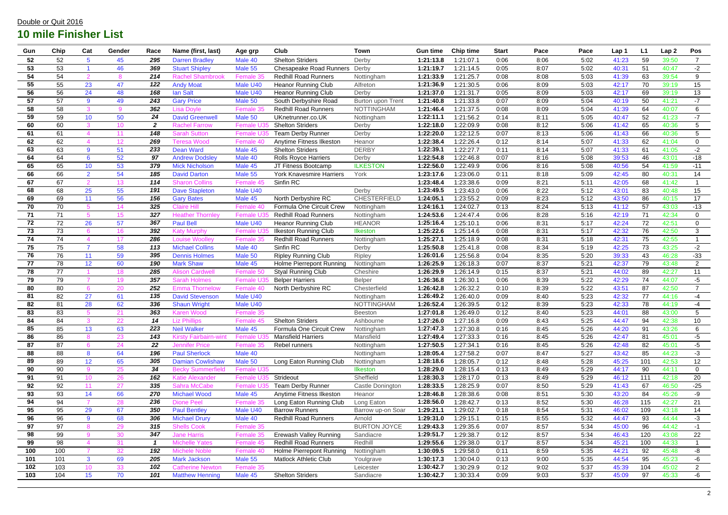Double or Quit 2016

## 10 mile Finisher List

| Gun | Chip | Cat | Gender | Race | Name (first, last) | Age grp | Club | Town | Gun time | Chip time | Start | Pace | Pace | Lap 1 | L1 | Lap 2 | Pos |
|---|---|---|---|---|---|---|---|---|---|---|---|---|---|---|---|---|---|
| 52 | 52 | 5 | 45 | 295 | Darren Bradley | Male 40 | Shelton Striders | Derby | 1:21:13.8 | 1:21:07.1 | 0:06 | 8:06 | 5:02 | 41:23 | 59 | 39:50 | 7 |
| 53 | 53 | 1 | 46 | 369 | Stuart Shipley | Male 55 | Chesapeake Road Runners | Derby | 1:21:19.7 | 1:21:14.5 | 0:05 | 8:07 | 5:02 | 40:31 | 51 | 40:47 | -2 |
| 54 | 54 | 2 | 8 | 214 | Rachel Shambrook | Female 35 | Redhill Road Runners | Nottingham | 1:21:33.9 | 1:21:25.7 | 0:08 | 8:08 | 5:03 | 41:39 | 63 | 39:54 | 9 |
| 55 | 55 | 23 | 47 | 122 | Andy Moat | Male U40 | Heanor Running Club | Alfreton | 1:21:36.9 | 1:21:30.5 | 0:06 | 8:09 | 5:03 | 42:17 | 70 | 39:19 | 15 |
| 56 | 56 | 24 | 48 | 168 | Ian Salt | Male U40 | Heanor Running Club | Derby | 1:21:37.0 | 1:21:31.7 | 0:05 | 8:09 | 5:03 | 42:17 | 69 | 39:19 | 13 |
| 57 | 57 | 9 | 49 | 243 | Gary Price | Male 50 | South Derbyshire Road | Burton upon Trent | 1:21:40.8 | 1:21:33.8 | 0:07 | 8:09 | 5:04 | 40:19 | 50 | 41:21 | -7 |
| 58 | 58 | 3 | 9 | 362 | Lisa Doyle | Female 35 | Redhill Road Runners | NOTTINGHAM | 1:21:46.4 | 1:21:37.5 | 0:08 | 8:09 | 5:04 | 41:39 | 64 | 40:07 | 6 |
| 59 | 59 | 10 | 50 | 24 | David Greenwell | Male 50 | UKnetrunner.co.UK | Nottingham | 1:22:11.1 | 1:21:56.2 | 0:14 | 8:11 | 5:05 | 40:47 | 52 | 41:23 | -7 |
| 60 | 60 | 3 | 10 | 2 | Rachel Farrow | Female U35 | Shelton Striders | Derby | 1:22:18.0 | 1:22:09.9 | 0:08 | 8:12 | 5:06 | 41:42 | 65 | 40:36 | 5 |
| 61 | 61 | 4 | 11 | 148 | Sarah Sutton | Female U35 | Team Derby Runner | Derby | 1:22:20.0 | 1:22:12.5 | 0:07 | 8:13 | 5:06 | 41:43 | 66 | 40:36 | 5 |
| 62 | 62 | 4 | 12 | 269 | Teresa Wood | Female 40 | Anytime Fitness Ilkeston | Heanor | 1:22:38.4 | 1:22:26.4 | 0:12 | 8:14 | 5:07 | 41:33 | 62 | 41:04 | 0 |
| 63 | 63 | 9 | 51 | 233 | Dean Ward | Male 45 | Shelton Striders | DERBY | 1:22:39.1 | 1:22:27.7 | 0:11 | 8:14 | 5:07 | 41:33 | 61 | 41:05 | -2 |
| 64 | 64 | 6 | 52 | 97 | Andrew Dodsley | Male 40 | Rolls Royce Harriers | Derby | 1:22:54.8 | 1:22:46.8 | 0:07 | 8:16 | 5:08 | 39:53 | 46 | 43:01 | -18 |
| 65 | 65 | 10 | 53 | 379 | Mick Nicholson | Male 45 | JT Fitness Bootcamp | ILKESTON | 1:22:56.0 | 1:22:49.9 | 0:06 | 8:16 | 5:08 | 40:56 | 54 | 41:59 | -11 |
| 66 | 66 | 2 | 54 | 185 | David Darton | Male 55 | York Knavesmire Harriers | York | 1:23:17.6 | 1:23:06.0 | 0:11 | 8:18 | 5:09 | 42:45 | 80 | 40:31 | 14 |
| 67 | 67 | 2 | 13 | 114 | Sharon Collins | Female 45 | Sinfin RC | | 1:23:48.4 | 1:23:38.6 | 0:09 | 8:21 | 5:11 | 42:05 | 68 | 41:42 | 1 |
| 68 | 68 | 25 | 55 | 191 | Dave Stapleton | Male U40 | | Derby | 1:23:49.5 | 1:23:43.0 | 0:06 | 8:22 | 5:12 | 43:01 | 83 | 40:48 | 15 |
| 69 | 69 | 11 | 56 | 156 | Gary Bates | Male 45 | North Derbyshire RC | CHESTERFIELD | 1:24:05.1 | 1:23:55.2 | 0:09 | 8:23 | 5:12 | 43:50 | 86 | 40:15 | 17 |
| 70 | 70 | 5 | 14 | 325 | Claire Hill | Female 40 | Formula One Circuit Crew | Nottingham | 1:24:16.1 | 1:24:02.7 | 0:13 | 8:24 | 5:13 | 41:12 | 57 | 43:03 | -13 |
| 71 | 71 | 5 | 15 | 327 | Heather Thornley | Female U35 | Redhill Road Runners | Nottingham | 1:24:53.6 | 1:24:47.4 | 0:06 | 8:28 | 5:16 | 42:19 | 71 | 42:34 | 0 |
| 72 | 72 | 26 | 57 | 367 | Paul Bell | Male U40 | Heanor Running Club | HEANOR | 1:25:16.4 | 1:25:10.1 | 0:06 | 8:31 | 5:17 | 42:24 | 72 | 42:51 | 0 |
| 73 | 73 | 6 | 16 | 392 | Katy Murphy | Female U35 | Ilkeston Running Club | Ilkeston | 1:25:22.6 | 1:25:14.6 | 0:08 | 8:31 | 5:17 | 42:32 | 76 | 42:50 | 3 |
| 74 | 74 | 4 | 17 | 286 | Louise Woolley | Female 35 | Redhill Road Runners | Nottingham | 1:25:27.1 | 1:25:18.9 | 0:08 | 8:31 | 5:18 | 42:31 | 75 | 42:55 | 1 |
| 75 | 75 | 7 | 58 | 113 | Michael Collins | Male 40 | Sinfin RC | Derby | 1:25:50.8 | 1:25:41.8 | 0:08 | 8:34 | 5:19 | 42:25 | 73 | 43:25 | -2 |
| 76 | 76 | 11 | 59 | 395 | Dennis Holmes | Male 50 | Ripley Running Club | Ripley | 1:26:01.6 | 1:25:56.8 | 0:04 | 8:35 | 5:20 | 39:33 | 43 | 46:28 | -33 |
| 77 | 78 | 12 | 60 | 190 | Mark Shaw | Male 45 | Holme Pierrepont Running | Nottingham | 1:26:25.9 | 1:26:18.3 | 0:07 | 8:37 | 5:21 | 42:37 | 79 | 43:48 | 2 |
| 78 | 77 | 1 | 18 | 285 | Alison Cardwell | Female 50 | Styal Running Club | Cheshire | 1:26:29.9 | 1:26:14.9 | 0:15 | 8:37 | 5:21 | 44:02 | 89 | 42:27 | 11 |
| 79 | 79 | 7 | 19 | 357 | Sarah Holmes | Female U35 | Belper Harriers | Belper | 1:26:36.8 | 1:26:30.1 | 0:06 | 8:39 | 5:22 | 42:29 | 74 | 44:07 | -5 |
| 80 | 80 | 6 | 20 | 252 | Emma Thornelow | Female 40 | North Derbyshire RC | Chesterfield | 1:26:42.8 | 1:26:32.2 | 0:10 | 8:39 | 5:22 | 43:51 | 87 | 42:50 | 7 |
| 81 | 82 | 27 | 61 | 135 | David Stevenson | Male U40 | | Nottingham | 1:26:49.2 | 1:26:40.0 | 0:09 | 8:40 | 5:23 | 42:32 | 77 | 44:16 | -4 |
| 82 | 81 | 28 | 62 | 336 | Shaun Wright | Male U40 | | NOTTINGHAM | 1:26:52.4 | 1:26:39.5 | 0:12 | 8:39 | 5:23 | 42:33 | 78 | 44:19 | -4 |
| 83 | 83 | 5 | 21 | 363 | Karen Wood | Female 35 | | Beeston | 1:27:01.8 | 1:26:49.0 | 0:12 | 8:40 | 5:23 | 44:01 | 88 | 43:00 | 5 |
| 84 | 84 | 3 | 22 | 14 | Liz Phillips | Female 45 | Shelton Striders | Ashbourne | 1:27:26.0 | 1:27:16.8 | 0:09 | 8:43 | 5:25 | 44:47 | 94 | 42:38 | 10 |
| 85 | 85 | 13 | 63 | 223 | Neil Walker | Male 45 | Formula One Circuit Crew | Nottingham | 1:27:47.3 | 1:27:30.8 | 0:16 | 8:45 | 5:26 | 44:20 | 91 | 43:26 | 6 |
| 86 | 86 | 8 | 23 | 143 | Kirsty Fairbairn-wint | Female U35 | Mansfield Harriers | Mansfield | 1:27:49.4 | 1:27:33.3 | 0:16 | 8:45 | 5:26 | 42:47 | 81 | 45:01 | -5 |
| 87 | 87 | 6 | 24 | 22 | Jennifer Price | Female 35 | Rebel runners | Nottingham | 1:27:50.5 | 1:27:34.1 | 0:16 | 8:45 | 5:26 | 42:48 | 82 | 45:01 | -5 |
| 88 | 88 | 8 | 64 | 196 | Paul Sherlock | Male 40 | | Nottingham | 1:28:05.4 | 1:27:58.2 | 0:07 | 8:47 | 5:27 | 43:42 | 85 | 44:23 | -3 |
| 89 | 89 | 12 | 65 | 305 | Damian Cowlishaw | Male 50 | Long Eaton Running Club | Nottingham | 1:28:18.6 | 1:28:05.7 | 0:12 | 8:48 | 5:28 | 45:25 | 101 | 42:53 | 12 |
| 90 | 90 | 9 | 25 | 34 | Becky Summerfield | Female U35 | | Ilkeston | 1:28:29.0 | 1:28:15.4 | 0:13 | 8:49 | 5:29 | 44:17 | 90 | 44:11 | 0 |
| 91 | 91 | 10 | 26 | 162 | Katie Alexander | Female U35 | Strideout | Sheffield | 1:28:30.3 | 1:28:17.0 | 0:13 | 8:49 | 5:29 | 46:12 | 111 | 42:18 | 20 |
| 92 | 92 | 11 | 27 | 335 | Sahra McCabe | Female U35 | Team Derby Runner | Castle Donington | 1:28:33.5 | 1:28:25.9 | 0:07 | 8:50 | 5:29 | 41:43 | 67 | 46:50 | -25 |
| 93 | 93 | 14 | 66 | 270 | Michael Wood | Male 45 | Anytime Fitness Ilkeston | Heanor | 1:28:46.8 | 1:28:38.6 | 0:08 | 8:51 | 5:30 | 43:20 | 84 | 45:26 | -9 |
| 94 | 94 | 7 | 28 | 236 | Dione Peel | Female 35 | Long Eaton Running Club | Long Eaton | 1:28:56.0 | 1:28:42.7 | 0:13 | 8:52 | 5:30 | 46:28 | 115 | 42:27 | 21 |
| 95 | 95 | 29 | 67 | 350 | Paul Bentley | Male U40 | Barrow Runners | Barrow up-on Soar | 1:29:21.1 | 1:29:02.7 | 0:18 | 8:54 | 5:31 | 46:02 | 109 | 43:18 | 14 |
| 96 | 96 | 9 | 68 | 306 | Michael Drury | Male 40 | Redhill Road Runners | Arnold | 1:29:31.0 | 1:29:15.1 | 0:15 | 8:55 | 5:32 | 44:47 | 93 | 44:44 | -3 |
| 97 | 97 | 8 | 29 | 315 | Shells Cook | Female 35 | | BURTON JOYCE | 1:29:43.3 | 1:29:35.6 | 0:07 | 8:57 | 5:34 | 45:00 | 96 | 44:42 | -1 |
| 98 | 99 | 9 | 30 | 347 | Jane Harris | Female 35 | Erewash Valley Running | Sandiacre | 1:29:51.7 | 1:29:38.7 | 0:12 | 8:57 | 5:34 | 46:43 | 120 | 43:08 | 22 |
| 99 | 98 | 4 | 31 | 1 | Michelle Yates | Female 45 | Redhill Road Runners | Redhill | 1:29:55.6 | 1:29:38.0 | 0:17 | 8:57 | 5:34 | 45:21 | 100 | 44:33 | 1 |
| 100 | 100 | 7 | 32 | 192 | Michele Noble | Female 40 | Holme Pierrepont Running | Nottingham | 1:30:09.5 | 1:29:58.0 | 0:11 | 8:59 | 5:35 | 44:21 | 92 | 45:48 | -8 |
| 101 | 101 | 3 | 69 | 205 | Mark Jackson | Male 55 | Matlock Athletic Club | Youlgrave | 1:30:17.3 | 1:30:04.0 | 0:13 | 9:00 | 5:35 | 44:54 | 95 | 45:23 | -6 |
| 102 | 103 | 10 | 33 | 102 | Catherine Newton | Female 35 | | Leicester | 1:30:42.7 | 1:30:29.9 | 0:12 | 9:02 | 5:37 | 45:39 | 104 | 45:02 | 2 |
| 103 | 104 | 15 | 70 | 101 | Matthew Henning | Male 45 | Shelton Striders | Sandiacre | 1:30:42.7 | 1:30:33.4 | 0:09 | 9:03 | 5:37 | 45:09 | 97 | 45:33 | -6 |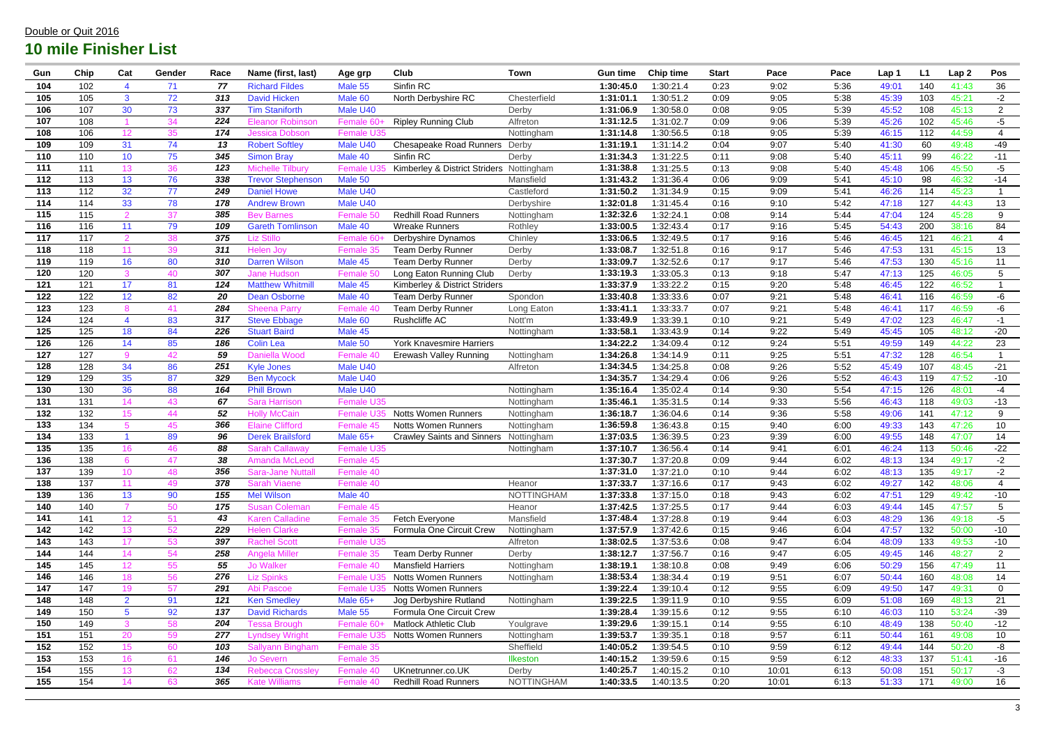Double or Quit 2016

# 10 mile Finisher List

| Gun | Chip | Cat | Gender | Race | Name (first, last) | Age grp | Club | Town | Gun time | Chip time | Start | Pace | Pace | Lap 1 | L1 | Lap 2 | Pos |
|---|---|---|---|---|---|---|---|---|---|---|---|---|---|---|---|---|---|
| 104 | 102 | 4 | 71 | 77 | Richard Fildes | Male 55 | Sinfin RC | | 1:30:45.0 | 1:30:21.4 | 0:23 | 9:02 | 5:36 | 49:01 | 140 | 41:43 | 36 |
| 105 | 105 | 3 | 72 | 313 | David Hicken | Male 60 | North Derbyshire RC | Chesterfield | 1:31:01.1 | 1:30:51.2 | 0:09 | 9:05 | 5:38 | 45:39 | 103 | 45:21 | -2 |
| 106 | 107 | 30 | 73 | 337 | Tim Staniforth | Male U40 | | Derby | 1:31:06.9 | 1:30:58.0 | 0:08 | 9:05 | 5:39 | 45:52 | 108 | 45:13 | 2 |
| 107 | 108 | 1 | 34 | 224 | Eleanor Robinson | Female 60+ | Ripley Running Club | Alfreton | 1:31:12.5 | 1:31:02.7 | 0:09 | 9:06 | 5:39 | 45:26 | 102 | 45:46 | -5 |
| 108 | 106 | 12 | 35 | 174 | Jessica Dobson | Female U35 | | Nottingham | 1:31:14.8 | 1:30:56.5 | 0:18 | 9:05 | 5:39 | 46:15 | 112 | 44:59 | 4 |
| 109 | 109 | 31 | 74 | 13 | Robert Softley | Male U40 | Chesapeake Road Runners | Derby | 1:31:19.1 | 1:31:14.2 | 0:04 | 9:07 | 5:40 | 41:30 | 60 | 49:48 | -49 |
| 110 | 110 | 10 | 75 | 345 | Simon Bray | Male 40 | Sinfin RC | | 1:31:34.3 | 1:31:22.5 | 0:11 | 9:08 | 5:40 | 45:11 | 99 | 46:22 | -11 |
| 111 | 111 | 13 | 36 | 123 | Michelle Tilbury | Female U35 | Kimberley & District Striders | Nottingham | 1:31:38.8 | 1:31:25.5 | 0:13 | 9:08 | 5:40 | 45:48 | 106 | 45:50 | -5 |
| 112 | 113 | 13 | 76 | 338 | Trevor Stephenson | Male 50 | | Mansfield | 1:31:43.2 | 1:31:36.4 | 0:06 | 9:09 | 5:41 | 45:10 | 98 | 46:32 | -14 |
| 113 | 112 | 32 | 77 | 249 | Daniel Howe | Male U40 | | Castleford | 1:31:50.2 | 1:31:34.9 | 0:15 | 9:09 | 5:41 | 46:26 | 114 | 45:23 | 1 |
| 114 | 114 | 33 | 78 | 178 | Andrew Brown | Male U40 | | Derbyshire | 1:32:01.8 | 1:31:45.4 | 0:16 | 9:10 | 5:42 | 47:18 | 127 | 44:43 | 13 |
| 115 | 115 | 2 | 37 | 385 | Bev Barnes | Female 50 | Redhill Road Runners | Nottingham | 1:32:32.6 | 1:32:24.1 | 0:08 | 9:14 | 5:44 | 47:04 | 124 | 45:28 | 9 |
| 116 | 116 | 11 | 79 | 109 | Gareth Tomlinson | Male 40 | Wreake Runners | Rothley | 1:33:00.5 | 1:32:43.4 | 0:17 | 9:16 | 5:45 | 54:43 | 200 | 38:16 | 84 |
| 117 | 117 | 2 | 38 | 375 | Liz Stillo | Female 60+ | Derbyshire Dynamos | Chinley | 1:33:06.5 | 1:32:49.5 | 0:17 | 9:16 | 5:46 | 46:45 | 121 | 46:21 | 4 |
| 118 | 118 | 11 | 39 | 311 | Helen Joy | Female 35 | Team Derby Runner | Derby | 1:33:08.7 | 1:32:51.8 | 0:16 | 9:17 | 5:46 | 47:53 | 131 | 45:15 | 13 |
| 119 | 119 | 16 | 80 | 310 | Darren Wilson | Male 45 | Team Derby Runner | Derby | 1:33:09.7 | 1:32:52.6 | 0:17 | 9:17 | 5:46 | 47:53 | 130 | 45:16 | 11 |
| 120 | 120 | 3 | 40 | 307 | Jane Hudson | Female 50 | Long Eaton Running Club | Derby | 1:33:19.3 | 1:33:05.3 | 0:13 | 9:18 | 5:47 | 47:13 | 125 | 46:05 | 5 |
| 121 | 121 | 17 | 81 | 124 | Matthew Whitmill | Male 45 | Kimberley & District Striders | | 1:33:37.9 | 1:33:22.2 | 0:15 | 9:20 | 5:48 | 46:45 | 122 | 46:52 | 1 |
| 122 | 122 | 12 | 82 | 20 | Dean Osborne | Male 40 | Team Derby Runner | Spondon | 1:33:40.8 | 1:33:33.6 | 0:07 | 9:21 | 5:48 | 46:41 | 116 | 46:59 | -6 |
| 123 | 123 | 8 | 41 | 284 | Sheena Parry | Female 40 | Team Derby Runner | Long Eaton | 1:33:41.1 | 1:33:33.7 | 0:07 | 9:21 | 5:48 | 46:41 | 117 | 46:59 | -6 |
| 124 | 124 | 4 | 83 | 317 | Steve Ebbage | Male 60 | Rushcliffe AC | Nott'm | 1:33:49.9 | 1:33:39.1 | 0:10 | 9:21 | 5:49 | 47:02 | 123 | 46:47 | -1 |
| 125 | 125 | 18 | 84 | 226 | Stuart Baird | Male 45 | | Nottingham | 1:33:58.1 | 1:33:43.9 | 0:14 | 9:22 | 5:49 | 45:45 | 105 | 48:12 | -20 |
| 126 | 126 | 14 | 85 | 186 | Colin Lea | Male 50 | York Knavesmire Harriers | | 1:34:22.2 | 1:34:09.4 | 0:12 | 9:24 | 5:51 | 49:59 | 149 | 44:22 | 23 |
| 127 | 127 | 9 | 42 | 59 | Daniella Wood | Female 40 | Erewash Valley Running | Nottingham | 1:34:26.8 | 1:34:14.9 | 0:11 | 9:25 | 5:51 | 47:32 | 128 | 46:54 | 1 |
| 128 | 128 | 34 | 86 | 251 | Kyle Jones | Male U40 | | Alfreton | 1:34:34.5 | 1:34:25.8 | 0:08 | 9:26 | 5:52 | 45:49 | 107 | 48:45 | -21 |
| 129 | 129 | 35 | 87 | 329 | Ben Mycock | Male U40 | | | 1:34:35.7 | 1:34:29.4 | 0:06 | 9:26 | 5:52 | 46:43 | 119 | 47:52 | -10 |
| 130 | 130 | 36 | 88 | 164 | Phill Brown | Male U40 | | Nottingham | 1:35:16.4 | 1:35:02.4 | 0:14 | 9:30 | 5:54 | 47:15 | 126 | 48:01 | -4 |
| 131 | 131 | 14 | 43 | 67 | Sara Harrison | Female U35 | | Nottingham | 1:35:46.1 | 1:35:31.5 | 0:14 | 9:33 | 5:56 | 46:43 | 118 | 49:03 | -13 |
| 132 | 132 | 15 | 44 | 52 | Holly McCain | Female U35 | Notts Women Runners | Nottingham | 1:36:18.7 | 1:36:04.6 | 0:14 | 9:36 | 5:58 | 49:06 | 141 | 47:12 | 9 |
| 133 | 134 | 5 | 45 | 366 | Elaine Clifford | Female 45 | Notts Women Runners | Nottingham | 1:36:59.8 | 1:36:43.8 | 0:15 | 9:40 | 6:00 | 49:33 | 143 | 47:26 | 10 |
| 134 | 133 | 1 | 89 | 96 | Derek Brailsford | Male 65+ | Crawley Saints and Sinners | Nottingham | 1:37:03.5 | 1:36:39.5 | 0:23 | 9:39 | 6:00 | 49:55 | 148 | 47:07 | 14 |
| 135 | 135 | 16 | 46 | 88 | Sarah Callaway | Female U35 | | Nottingham | 1:37:10.7 | 1:36:56.4 | 0:14 | 9:41 | 6:01 | 46:24 | 113 | 50:46 | -22 |
| 136 | 138 | 6 | 47 | 38 | Amanda McLeod | Female 45 | | | 1:37:30.7 | 1:37:20.8 | 0:09 | 9:44 | 6:02 | 48:13 | 134 | 49:17 | -2 |
| 137 | 139 | 10 | 48 | 356 | Sara-Jane Nuttall | Female 40 | | | 1:37:31.0 | 1:37:21.0 | 0:10 | 9:44 | 6:02 | 48:13 | 135 | 49:17 | -2 |
| 138 | 137 | 11 | 49 | 378 | Sarah Viaene | Female 40 | | Heanor | 1:37:33.7 | 1:37:16.6 | 0:17 | 9:43 | 6:02 | 49:27 | 142 | 48:06 | 4 |
| 139 | 136 | 13 | 90 | 155 | Mel Wilson | Male 40 | | NOTTINGHAM | 1:37:33.8 | 1:37:15.0 | 0:18 | 9:43 | 6:02 | 47:51 | 129 | 49:42 | -10 |
| 140 | 140 | 7 | 50 | 175 | Susan Coleman | Female 45 | | Heanor | 1:37:42.5 | 1:37:25.5 | 0:17 | 9:44 | 6:03 | 49:44 | 145 | 47:57 | 5 |
| 141 | 141 | 12 | 51 | 43 | Karen Calladine | Female 35 | Fetch Everyone | Mansfield | 1:37:48.4 | 1:37:28.8 | 0:19 | 9:44 | 6:03 | 48:29 | 136 | 49:18 | -5 |
| 142 | 142 | 13 | 52 | 229 | Helen Clarke | Female 35 | Formula One Circuit Crew | Nottingham | 1:37:57.9 | 1:37:42.6 | 0:15 | 9:46 | 6:04 | 47:57 | 132 | 50:00 | -10 |
| 143 | 143 | 17 | 53 | 397 | Rachel Scott | Female U35 | | Alfreton | 1:38:02.5 | 1:37:53.6 | 0:08 | 9:47 | 6:04 | 48:09 | 133 | 49:53 | -10 |
| 144 | 144 | 14 | 54 | 258 | Angela Miller | Female 35 | Team Derby Runner | Derby | 1:38:12.7 | 1:37:56.7 | 0:16 | 9:47 | 6:05 | 49:45 | 146 | 48:27 | 2 |
| 145 | 145 | 12 | 55 | 55 | Jo Walker | Female 40 | Mansfield Harriers | Nottingham | 1:38:19.1 | 1:38:10.8 | 0:08 | 9:49 | 6:06 | 50:29 | 156 | 47:49 | 11 |
| 146 | 146 | 18 | 56 | 276 | Liz Spinks | Female U35 | Notts Women Runners | Nottingham | 1:38:53.4 | 1:38:34.4 | 0:19 | 9:51 | 6:07 | 50:44 | 160 | 48:08 | 14 |
| 147 | 147 | 19 | 57 | 291 | Abi Pascoe | Female U35 | Notts Women Runners | | 1:39:22.4 | 1:39:10.4 | 0:12 | 9:55 | 6:09 | 49:50 | 147 | 49:31 | 0 |
| 148 | 148 | 2 | 91 | 121 | Ken Smedley | Male 65+ | Jog Derbyshire Rutland | Nottingham | 1:39:22.5 | 1:39:11.9 | 0:10 | 9:55 | 6:09 | 51:08 | 169 | 48:13 | 21 |
| 149 | 150 | 5 | 92 | 137 | David Richards | Male 55 | Formula One Circuit Crew | | 1:39:28.4 | 1:39:15.6 | 0:12 | 9:55 | 6:10 | 46:03 | 110 | 53:24 | -39 |
| 150 | 149 | 3 | 58 | 204 | Tessa Brough | Female 60+ | Matlock Athletic Club | Youlgrave | 1:39:29.6 | 1:39:15.1 | 0:14 | 9:55 | 6:10 | 48:49 | 138 | 50:40 | -12 |
| 151 | 151 | 20 | 59 | 277 | Lyndsey Wright | Female U35 | Notts Women Runners | Nottingham | 1:39:53.7 | 1:39:35.1 | 0:18 | 9:57 | 6:11 | 50:44 | 161 | 49:08 | 10 |
| 152 | 152 | 15 | 60 | 103 | Sallyann Bingham | Female 35 | | Sheffield | 1:40:05.2 | 1:39:54.5 | 0:10 | 9:59 | 6:12 | 49:44 | 144 | 50:20 | -8 |
| 153 | 153 | 16 | 61 | 146 | Jo Severn | Female 35 | | Ilkeston | 1:40:15.2 | 1:39:59.6 | 0:15 | 9:59 | 6:12 | 48:33 | 137 | 51:41 | -16 |
| 154 | 155 | 13 | 62 | 134 | Rebecca Crossley | Female 40 | UKnetrunner.co.UK | Derby | 1:40:25.7 | 1:40:15.2 | 0:10 | 10:01 | 6:13 | 50:08 | 151 | 50:17 | -3 |
| 155 | 154 | 14 | 63 | 365 | Kate Williams | Female 40 | Redhill Road Runners | NOTTINGHAM | 1:40:33.5 | 1:40:13.5 | 0:20 | 10:01 | 6:13 | 51:33 | 171 | 49:00 | 16 |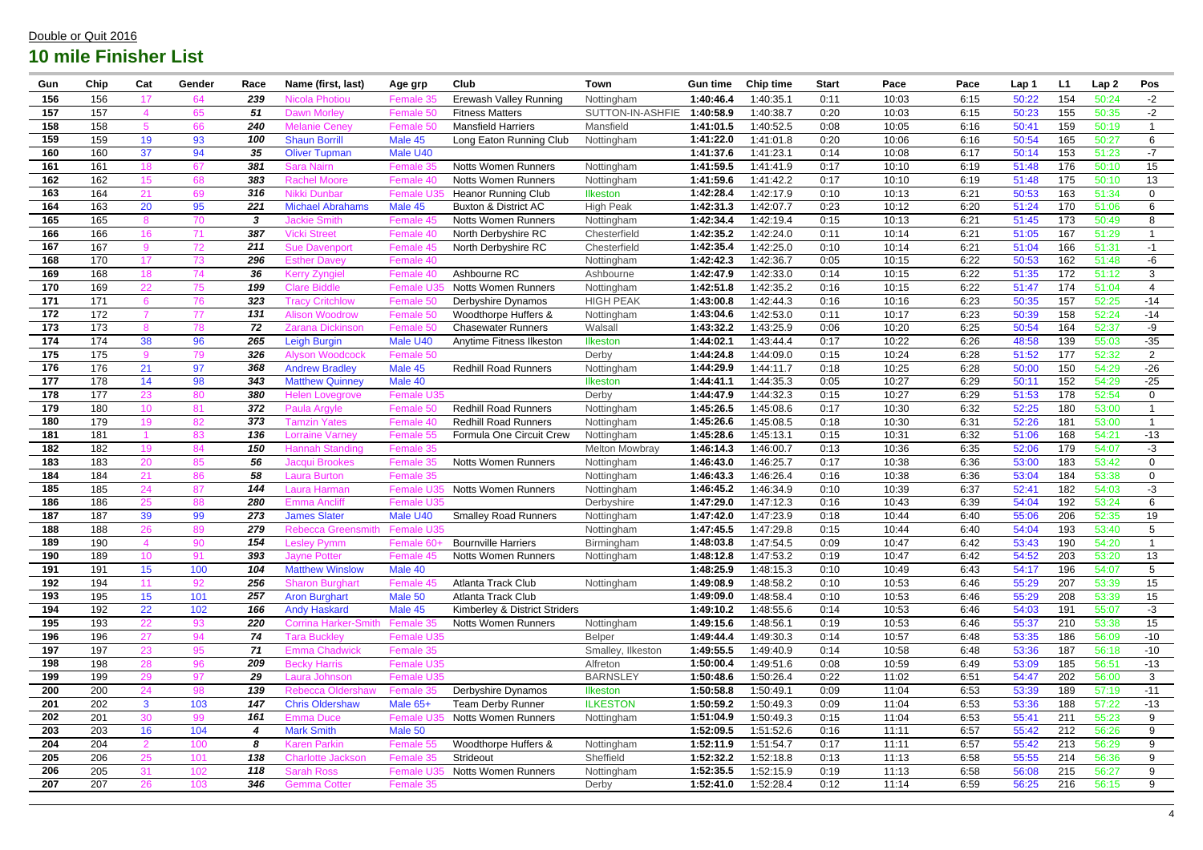Double or Quit 2016

## 10 mile Finisher List

| Gun | Chip | Cat | Gender | Race | Name (first, last) | Age grp | Club | Town | Gun time | Chip time | Start | Pace | Pace | Lap 1 | L1 | Lap 2 | Pos |
|---|---|---|---|---|---|---|---|---|---|---|---|---|---|---|---|---|---|
| 156 | 156 | 17 | 64 | 239 | Nicola Photiou | Female 35 | Erewash Valley Running | Nottingham | 1:40:46.4 | 1:40:35.1 | 0:11 | 10:03 | 6:15 | 50:22 | 154 | 50:24 | -2 |
| 157 | 157 | 4 | 65 | 51 | Dawn Morley | Female 50 | Fitness Matters | SUTTON-IN-ASHFIE | 1:40:58.9 | 1:40:38.7 | 0:20 | 10:03 | 6:15 | 50:23 | 155 | 50:35 | -2 |
| 158 | 158 | 5 | 66 | 240 | Melanie Ceney | Female 50 | Mansfield Harriers | Mansfield | 1:41:01.5 | 1:40:52.5 | 0:08 | 10:05 | 6:16 | 50:41 | 159 | 50:19 | 1 |
| 159 | 159 | 19 | 93 | 100 | Shaun Borrill | Male 45 | Long Eaton Running Club | Nottingham | 1:41:22.0 | 1:41:01.8 | 0:20 | 10:06 | 6:16 | 50:54 | 165 | 50:27 | 6 |
| 160 | 160 | 37 | 94 | 35 | Oliver Tupman | Male U40 | | | 1:41:37.6 | 1:41:23.1 | 0:14 | 10:08 | 6:17 | 50:14 | 153 | 51:23 | -7 |
| 161 | 161 | 18 | 67 | 381 | Sara Nairn | Female 35 | Notts Women Runners | Nottingham | 1:41:59.5 | 1:41:41.9 | 0:17 | 10:10 | 6:19 | 51:48 | 176 | 50:10 | 15 |
| 162 | 162 | 15 | 68 | 383 | Rachel Moore | Female 40 | Notts Women Runners | Nottingham | 1:41:59.6 | 1:41:42.2 | 0:17 | 10:10 | 6:19 | 51:48 | 175 | 50:10 | 13 |
| 163 | 164 | 21 | 69 | 316 | Nikki Dunbar | Female U35 | Heanor Running Club | Ilkeston | 1:42:28.4 | 1:42:17.9 | 0:10 | 10:13 | 6:21 | 50:53 | 163 | 51:34 | 0 |
| 164 | 163 | 20 | 95 | 221 | Michael Abrahams | Male 45 | Buxton & District AC | High Peak | 1:42:31.3 | 1:42:07.7 | 0:23 | 10:12 | 6:20 | 51:24 | 170 | 51:06 | 6 |
| 165 | 165 | 8 | 70 | 3 | Jackie Smith | Female 45 | Notts Women Runners | Nottingham | 1:42:34.4 | 1:42:19.4 | 0:15 | 10:13 | 6:21 | 51:45 | 173 | 50:49 | 8 |
| 166 | 166 | 16 | 71 | 387 | Vicki Street | Female 40 | North Derbyshire RC | Chesterfield | 1:42:35.2 | 1:42:24.0 | 0:11 | 10:14 | 6:21 | 51:05 | 167 | 51:29 | 1 |
| 167 | 167 | 9 | 72 | 211 | Sue Davenport | Female 45 | North Derbyshire RC | Chesterfield | 1:42:35.4 | 1:42:25.0 | 0:10 | 10:14 | 6:21 | 51:04 | 166 | 51:31 | -1 |
| 168 | 170 | 17 | 73 | 296 | Esther Davey | Female 40 | | Nottingham | 1:42:42.3 | 1:42:36.7 | 0:05 | 10:15 | 6:22 | 50:53 | 162 | 51:48 | -6 |
| 169 | 168 | 18 | 74 | 36 | Kerry Zyngiel | Female 40 | Ashbourne RC | Ashbourne | 1:42:47.9 | 1:42:33.0 | 0:14 | 10:15 | 6:22 | 51:35 | 172 | 51:12 | 3 |
| 170 | 169 | 22 | 75 | 199 | Clare Biddle | Female U35 | Notts Women Runners | Nottingham | 1:42:51.8 | 1:42:35.2 | 0:16 | 10:15 | 6:22 | 51:47 | 174 | 51:04 | 4 |
| 171 | 171 | 6 | 76 | 323 | Tracy Critchlow | Female 50 | Derbyshire Dynamos | HIGH PEAK | 1:43:00.8 | 1:42:44.3 | 0:16 | 10:16 | 6:23 | 50:35 | 157 | 52:25 | -14 |
| 172 | 172 | 7 | 77 | 131 | Alison Woodrow | Female 50 | Woodthorpe Huffers & | Nottingham | 1:43:04.6 | 1:42:53.0 | 0:11 | 10:17 | 6:23 | 50:39 | 158 | 52:24 | -14 |
| 173 | 173 | 8 | 78 | 72 | Zarana Dickinson | Female 50 | Chasewater Runners | Walsall | 1:43:32.2 | 1:43:25.9 | 0:06 | 10:20 | 6:25 | 50:54 | 164 | 52:37 | -9 |
| 174 | 174 | 38 | 96 | 265 | Leigh Burgin | Male U40 | Anytime Fitness Ilkeston | Ilkeston | 1:44:02.1 | 1:43:44.4 | 0:17 | 10:22 | 6:26 | 48:58 | 139 | 55:03 | -35 |
| 175 | 175 | 9 | 79 | 326 | Alyson Woodcock | Female 50 | | Derby | 1:44:24.8 | 1:44:09.0 | 0:15 | 10:24 | 6:28 | 51:52 | 177 | 52:32 | 2 |
| 176 | 176 | 21 | 97 | 368 | Andrew Bradley | Male 45 | Redhill Road Runners | Nottingham | 1:44:29.9 | 1:44:11.7 | 0:18 | 10:25 | 6:28 | 50:00 | 150 | 54:29 | -26 |
| 177 | 178 | 14 | 98 | 343 | Matthew Quinney | Male 40 | | Ilkeston | 1:44:41.1 | 1:44:35.3 | 0:05 | 10:27 | 6:29 | 50:11 | 152 | 54:29 | -25 |
| 178 | 177 | 23 | 80 | 380 | Helen Lovegrove | Female U35 | | Derby | 1:44:47.9 | 1:44:32.3 | 0:15 | 10:27 | 6:29 | 51:53 | 178 | 52:54 | 0 |
| 179 | 180 | 10 | 81 | 372 | Paula Argyle | Female 50 | Redhill Road Runners | Nottingham | 1:45:26.5 | 1:45:08.6 | 0:17 | 10:30 | 6:32 | 52:25 | 180 | 53:00 | 1 |
| 180 | 179 | 19 | 82 | 373 | Tamzin Yates | Female 40 | Redhill Road Runners | Nottingham | 1:45:26.6 | 1:45:08.5 | 0:18 | 10:30 | 6:31 | 52:26 | 181 | 53:00 | 1 |
| 181 | 181 | 1 | 83 | 136 | Lorraine Varney | Female 55 | Formula One Circuit Crew | Nottingham | 1:45:28.6 | 1:45:13.1 | 0:15 | 10:31 | 6:32 | 51:06 | 168 | 54:21 | -13 |
| 182 | 182 | 19 | 84 | 150 | Hannah Standing | Female 35 | | Melton Mowbray | 1:46:14.3 | 1:46:00.7 | 0:13 | 10:36 | 6:35 | 52:06 | 179 | 54:07 | -3 |
| 183 | 183 | 20 | 85 | 56 | Jacqui Brookes | Female 35 | Notts Women Runners | Nottingham | 1:46:43.0 | 1:46:25.7 | 0:17 | 10:38 | 6:36 | 53:00 | 183 | 53:42 | 0 |
| 184 | 184 | 21 | 86 | 58 | Laura Burton | Female 35 | | Nottingham | 1:46:43.3 | 1:46:26.4 | 0:16 | 10:38 | 6:36 | 53:04 | 184 | 53:38 | 0 |
| 185 | 185 | 24 | 87 | 144 | Laura Harman | Female U35 | Notts Women Runners | Nottingham | 1:46:45.2 | 1:46:34.9 | 0:10 | 10:39 | 6:37 | 52:41 | 182 | 54:03 | -3 |
| 186 | 186 | 25 | 88 | 280 | Emma Ancliff | Female U35 | | Derbyshire | 1:47:29.0 | 1:47:12.3 | 0:16 | 10:43 | 6:39 | 54:04 | 192 | 53:24 | 6 |
| 187 | 187 | 39 | 99 | 273 | James Slater | Male U40 | Smalley Road Runners | Nottingham | 1:47:42.0 | 1:47:23.9 | 0:18 | 10:44 | 6:40 | 55:06 | 206 | 52:35 | 19 |
| 188 | 188 | 26 | 89 | 279 | Rebecca Greensmith | Female U35 | | Nottingham | 1:47:45.5 | 1:47:29.8 | 0:15 | 10:44 | 6:40 | 54:04 | 193 | 53:40 | 5 |
| 189 | 190 | 4 | 90 | 154 | Lesley Pymm | Female 60+ | Bournville Harriers | Birmingham | 1:48:03.8 | 1:47:54.5 | 0:09 | 10:47 | 6:42 | 53:43 | 190 | 54:20 | 1 |
| 190 | 189 | 10 | 91 | 393 | Jayne Potter | Female 45 | Notts Women Runners | Nottingham | 1:48:12.8 | 1:47:53.2 | 0:19 | 10:47 | 6:42 | 54:52 | 203 | 53:20 | 13 |
| 191 | 191 | 15 | 100 | 104 | Matthew Winslow | Male 40 | | | 1:48:25.9 | 1:48:15.3 | 0:10 | 10:49 | 6:43 | 54:17 | 196 | 54:07 | 5 |
| 192 | 194 | 11 | 92 | 256 | Sharon Burghart | Female 45 | Atlanta Track Club | Nottingham | 1:49:08.9 | 1:48:58.2 | 0:10 | 10:53 | 6:46 | 55:29 | 207 | 53:39 | 15 |
| 193 | 195 | 15 | 101 | 257 | Aron Burghart | Male 50 | Atlanta Track Club | | 1:49:09.0 | 1:48:58.4 | 0:10 | 10:53 | 6:46 | 55:29 | 208 | 53:39 | 15 |
| 194 | 192 | 22 | 102 | 166 | Andy Haskard | Male 45 | Kimberley & District Striders | | 1:49:10.2 | 1:48:55.6 | 0:14 | 10:53 | 6:46 | 54:03 | 191 | 55:07 | -3 |
| 195 | 193 | 22 | 93 | 220 | Corrina Harker-Smith | Female 35 | Notts Women Runners | Nottingham | 1:49:15.6 | 1:48:56.1 | 0:19 | 10:53 | 6:46 | 55:37 | 210 | 53:38 | 15 |
| 196 | 196 | 27 | 94 | 74 | Tara Buckley | Female U35 | | Belper | 1:49:44.4 | 1:49:30.3 | 0:14 | 10:57 | 6:48 | 53:35 | 186 | 56:09 | -10 |
| 197 | 197 | 23 | 95 | 71 | Emma Chadwick | Female 35 | | Smalley, Ilkeston | 1:49:55.5 | 1:49:40.9 | 0:14 | 10:58 | 6:48 | 53:36 | 187 | 56:18 | -10 |
| 198 | 198 | 28 | 96 | 209 | Becky Harris | Female U35 | | Alfreton | 1:50:00.4 | 1:49:51.6 | 0:08 | 10:59 | 6:49 | 53:09 | 185 | 56:51 | -13 |
| 199 | 199 | 29 | 97 | 29 | Laura Johnson | Female U35 | | BARNSLEY | 1:50:48.6 | 1:50:26.4 | 0:22 | 11:02 | 6:51 | 54:47 | 202 | 56:00 | 3 |
| 200 | 200 | 24 | 98 | 139 | Rebecca Oldershaw | Female 35 | Derbyshire Dynamos | Ilkeston | 1:50:58.8 | 1:50:49.1 | 0:09 | 11:04 | 6:53 | 53:39 | 189 | 57:19 | -11 |
| 201 | 202 | 3 | 103 | 147 | Chris Oldershaw | Male 65+ | Team Derby Runner | ILKESTON | 1:50:59.2 | 1:50:49.3 | 0:09 | 11:04 | 6:53 | 53:36 | 188 | 57:22 | -13 |
| 202 | 201 | 30 | 99 | 161 | Emma Duce | Female U35 | Notts Women Runners | Nottingham | 1:51:04.9 | 1:50:49.3 | 0:15 | 11:04 | 6:53 | 55:41 | 211 | 55:23 | 9 |
| 203 | 203 | 16 | 104 | 4 | Mark Smith | Male 50 | | | 1:52:09.5 | 1:51:52.6 | 0:16 | 11:11 | 6:57 | 55:42 | 212 | 56:26 | 9 |
| 204 | 204 | 2 | 100 | 8 | Karen Parkin | Female 55 | Woodthorpe Huffers & | Nottingham | 1:52:11.9 | 1:51:54.7 | 0:17 | 11:11 | 6:57 | 55:42 | 213 | 56:29 | 9 |
| 205 | 206 | 25 | 101 | 138 | Charlotte Jackson | Female 35 | Strideout | Sheffield | 1:52:32.2 | 1:52:18.8 | 0:13 | 11:13 | 6:58 | 55:55 | 214 | 56:36 | 9 |
| 206 | 205 | 31 | 102 | 118 | Sarah Ross | Female U35 | Notts Women Runners | Nottingham | 1:52:35.5 | 1:52:15.9 | 0:19 | 11:13 | 6:58 | 56:08 | 215 | 56:27 | 9 |
| 207 | 207 | 26 | 103 | 346 | Gemma Cotter | Female 35 | | Derby | 1:52:41.0 | 1:52:28.4 | 0:12 | 11:14 | 6:59 | 56:25 | 216 | 56:15 | 9 |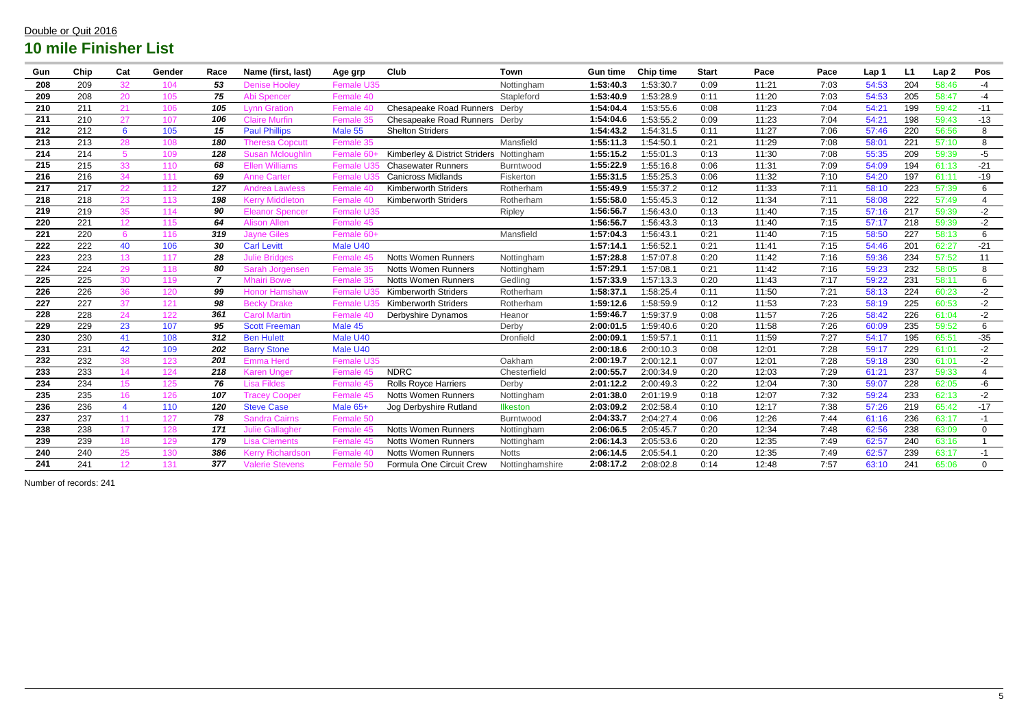Double or Quit 2016

# 10 mile Finisher List

| Gun | Chip | Cat | Gender | Race | Name (first, last) | Age grp | Club | Town | Gun time | Chip time | Start | Pace | Pace | Lap 1 | L1 | Lap 2 | Pos |
|---|---|---|---|---|---|---|---|---|---|---|---|---|---|---|---|---|---|
| 208 | 209 | 32 | 104 | 53 | Denise Hooley | Female U35 | | Nottingham | 1:53:40.3 | 1:53:30.7 | 0:09 | 11:21 | 7:03 | 54:53 | 204 | 58:46 | -4 |
| 209 | 208 | 20 | 105 | 75 | Abi Spencer | Female 40 | | Stapleford | 1:53:40.9 | 1:53:28.9 | 0:11 | 11:20 | 7:03 | 54:53 | 205 | 58:47 | -4 |
| 210 | 211 | 21 | 106 | 105 | Lynn Gration | Female 40 | Chesapeake Road Runners | Derby | 1:54:04.4 | 1:53:55.6 | 0:08 | 11:23 | 7:04 | 54:21 | 199 | 59:42 | -11 |
| 211 | 210 | 27 | 107 | 106 | Claire Murfin | Female 35 | Chesapeake Road Runners | Derby | 1:54:04.6 | 1:53:55.2 | 0:09 | 11:23 | 7:04 | 54:21 | 198 | 59:43 | -13 |
| 212 | 212 | 6 | 105 | 15 | Paul Phillips | Male 55 | Shelton Striders | | 1:54:43.2 | 1:54:31.5 | 0:11 | 11:27 | 7:06 | 57:46 | 220 | 56:56 | 8 |
| 213 | 213 | 28 | 108 | 180 | Theresa Copcutt | Female 35 | | Mansfield | 1:55:11.3 | 1:54:50.1 | 0:21 | 11:29 | 7:08 | 58:01 | 221 | 57:10 | 8 |
| 214 | 214 | 5 | 109 | 128 | Susan Mcloughlin | Female 60+ | Kimberley & District Striders | Nottingham | 1:55:15.2 | 1:55:01.3 | 0:13 | 11:30 | 7:08 | 55:35 | 209 | 59:39 | -5 |
| 215 | 215 | 33 | 110 | 68 | Ellen Williams | Female U35 | Chasewater Runners | Burntwood | 1:55:22.9 | 1:55:16.8 | 0:06 | 11:31 | 7:09 | 54:09 | 194 | 61:13 | -21 |
| 216 | 216 | 34 | 111 | 69 | Anne Carter | Female U35 | Canicross Midlands | Fiskerton | 1:55:31.5 | 1:55:25.3 | 0:06 | 11:32 | 7:10 | 54:20 | 197 | 61:11 | -19 |
| 217 | 217 | 22 | 112 | 127 | Andrea Lawless | Female 40 | Kimberworth Striders | Rotherham | 1:55:49.9 | 1:55:37.2 | 0:12 | 11:33 | 7:11 | 58:10 | 223 | 57:39 | 6 |
| 218 | 218 | 23 | 113 | 198 | Kerry Middleton | Female 40 | Kimberworth Striders | Rotherham | 1:55:58.0 | 1:55:45.3 | 0:12 | 11:34 | 7:11 | 58:08 | 222 | 57:49 | 4 |
| 219 | 219 | 35 | 114 | 90 | Eleanor Spencer | Female U35 | | Ripley | 1:56:56.7 | 1:56:43.0 | 0:13 | 11:40 | 7:15 | 57:16 | 217 | 59:39 | -2 |
| 220 | 221 | 12 | 115 | 64 | Alison Allen | Female 45 | | | 1:56:56.7 | 1:56:43.3 | 0:13 | 11:40 | 7:15 | 57:17 | 218 | 59:39 | -2 |
| 221 | 220 | 6 | 116 | 319 | Jayne Giles | Female 60+ | | Mansfield | 1:57:04.3 | 1:56:43.1 | 0:21 | 11:40 | 7:15 | 58:50 | 227 | 58:13 | 6 |
| 222 | 222 | 40 | 106 | 30 | Carl Levitt | Male U40 | | | 1:57:14.1 | 1:56:52.1 | 0:21 | 11:41 | 7:15 | 54:46 | 201 | 62:27 | -21 |
| 223 | 223 | 13 | 117 | 28 | Julie Bridges | Female 45 | Notts Women Runners | Nottingham | 1:57:28.8 | 1:57:07.8 | 0:20 | 11:42 | 7:16 | 59:36 | 234 | 57:52 | 11 |
| 224 | 224 | 29 | 118 | 80 | Sarah Jorgensen | Female 35 | Notts Women Runners | Nottingham | 1:57:29.1 | 1:57:08.1 | 0:21 | 11:42 | 7:16 | 59:23 | 232 | 58:05 | 8 |
| 225 | 225 | 30 | 119 | 7 | Mhairi Bowe | Female 35 | Notts Women Runners | Gedling | 1:57:33.9 | 1:57:13.3 | 0:20 | 11:43 | 7:17 | 59:22 | 231 | 58:11 | 6 |
| 226 | 226 | 36 | 120 | 99 | Honor Hamshaw | Female U35 | Kimberworth Striders | Rotherham | 1:58:37.1 | 1:58:25.4 | 0:11 | 11:50 | 7:21 | 58:13 | 224 | 60:23 | -2 |
| 227 | 227 | 37 | 121 | 98 | Becky Drake | Female U35 | Kimberworth Striders | Rotherham | 1:59:12.6 | 1:58:59.9 | 0:12 | 11:53 | 7:23 | 58:19 | 225 | 60:53 | -2 |
| 228 | 228 | 24 | 122 | 361 | Carol Martin | Female 40 | Derbyshire Dynamos | Heanor | 1:59:46.7 | 1:59:37.9 | 0:08 | 11:57 | 7:26 | 58:42 | 226 | 61:04 | -2 |
| 229 | 229 | 23 | 107 | 95 | Scott Freeman | Male 45 | | Derby | 2:00:01.5 | 1:59:40.6 | 0:20 | 11:58 | 7:26 | 60:09 | 235 | 59:52 | 6 |
| 230 | 230 | 41 | 108 | 312 | Ben Hulett | Male U40 | | Dronfield | 2:00:09.1 | 1:59:57.1 | 0:11 | 11:59 | 7:27 | 54:17 | 195 | 65:51 | -35 |
| 231 | 231 | 42 | 109 | 202 | Barry Stone | Male U40 | | | 2:00:18.6 | 2:00:10.3 | 0:08 | 12:01 | 7:28 | 59:17 | 229 | 61:01 | -2 |
| 232 | 232 | 38 | 123 | 201 | Emma Herd | Female U35 | | Oakham | 2:00:19.7 | 2:00:12.1 | 0:07 | 12:01 | 7:28 | 59:18 | 230 | 61:01 | -2 |
| 233 | 233 | 14 | 124 | 218 | Karen Unger | Female 45 | NDRC | Chesterfield | 2:00:55.7 | 2:00:34.9 | 0:20 | 12:03 | 7:29 | 61:21 | 237 | 59:33 | 4 |
| 234 | 234 | 15 | 125 | 76 | Lisa Fildes | Female 45 | Rolls Royce Harriers | Derby | 2:01:12.2 | 2:00:49.3 | 0:22 | 12:04 | 7:30 | 59:07 | 228 | 62:05 | -6 |
| 235 | 235 | 16 | 126 | 107 | Tracey Cooper | Female 45 | Notts Women Runners | Nottingham | 2:01:38.0 | 2:01:19.9 | 0:18 | 12:07 | 7:32 | 59:24 | 233 | 62:13 | -2 |
| 236 | 236 | 4 | 110 | 120 | Steve Case | Male 65+ | Jog Derbyshire Rutland | Ilkeston | 2:03:09.2 | 2:02:58.4 | 0:10 | 12:17 | 7:38 | 57:26 | 219 | 65:42 | -17 |
| 237 | 237 | 11 | 127 | 78 | Sandra Cairns | Female 50 | | Burntwood | 2:04:33.7 | 2:04:27.4 | 0:06 | 12:26 | 7:44 | 61:16 | 236 | 63:17 | -1 |
| 238 | 238 | 17 | 128 | 171 | Julie Gallagher | Female 45 | Notts Women Runners | Nottingham | 2:06:06.5 | 2:05:45.7 | 0:20 | 12:34 | 7:48 | 62:56 | 238 | 63:09 | 0 |
| 239 | 239 | 18 | 129 | 179 | Lisa Clements | Female 45 | Notts Women Runners | Nottingham | 2:06:14.3 | 2:05:53.6 | 0:20 | 12:35 | 7:49 | 62:57 | 240 | 63:16 | 1 |
| 240 | 240 | 25 | 130 | 386 | Kerry Richardson | Female 40 | Notts Women Runners | Notts | 2:06:14.5 | 2:05:54.1 | 0:20 | 12:35 | 7:49 | 62:57 | 239 | 63:17 | -1 |
| 241 | 241 | 12 | 131 | 377 | Valerie Stevens | Female 50 | Formula One Circuit Crew | Nottinghamshire | 2:08:17.2 | 2:08:02.8 | 0:14 | 12:48 | 7:57 | 63:10 | 241 | 65:06 | 0 |

Number of records: 241